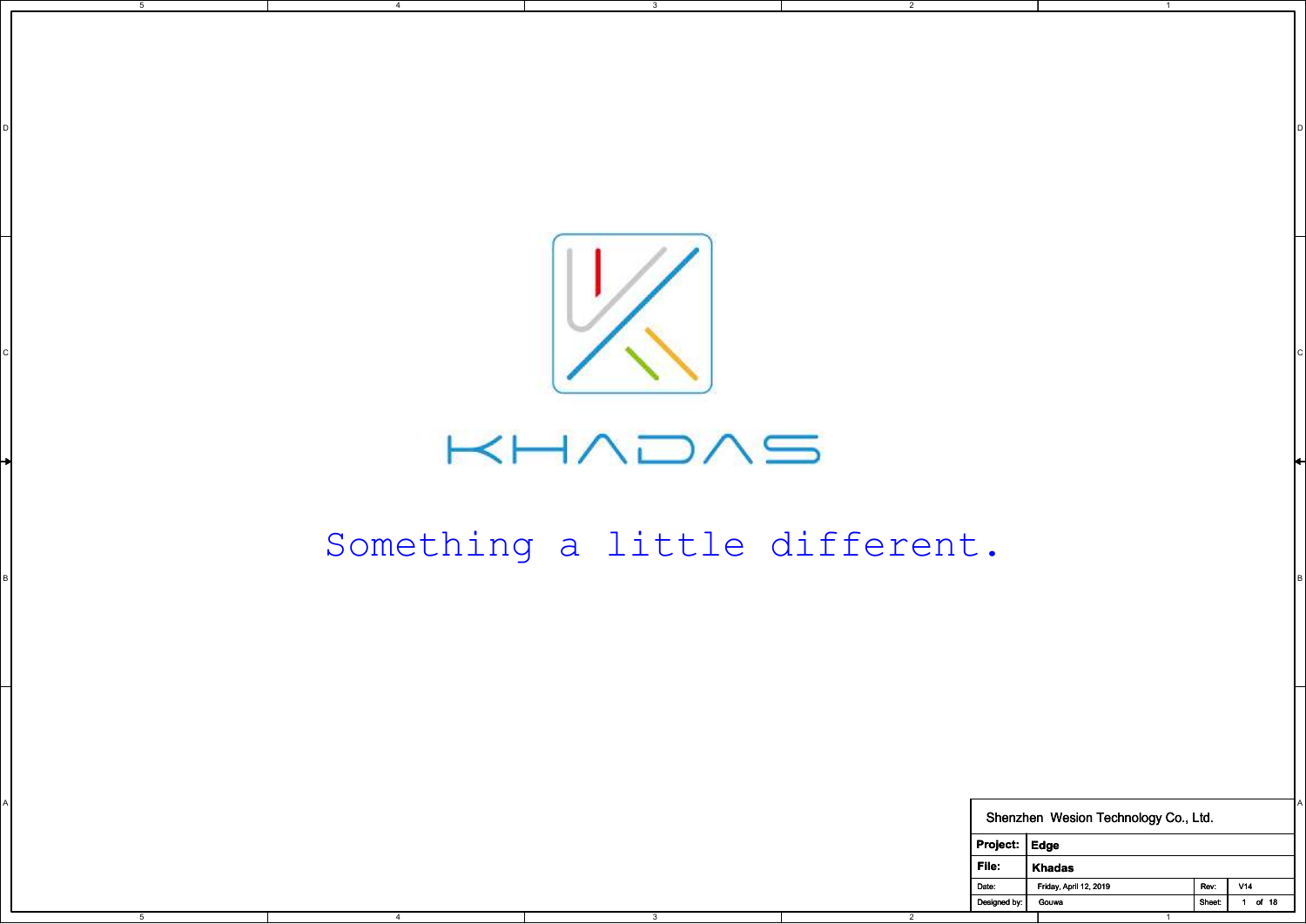# KHADAS

Something a little different.

| Shenzhen Wesion Technology Co., Ltd. | | | |
|---|---|---|---|
| **Project:** | **Edge** | | |
| **File:** | **Khadas** | | |
| Date: | Friday, April 12, 2019 | Rev: | V14 |
| Designed by: | Gouwa | Sheet: | 1 of 18 |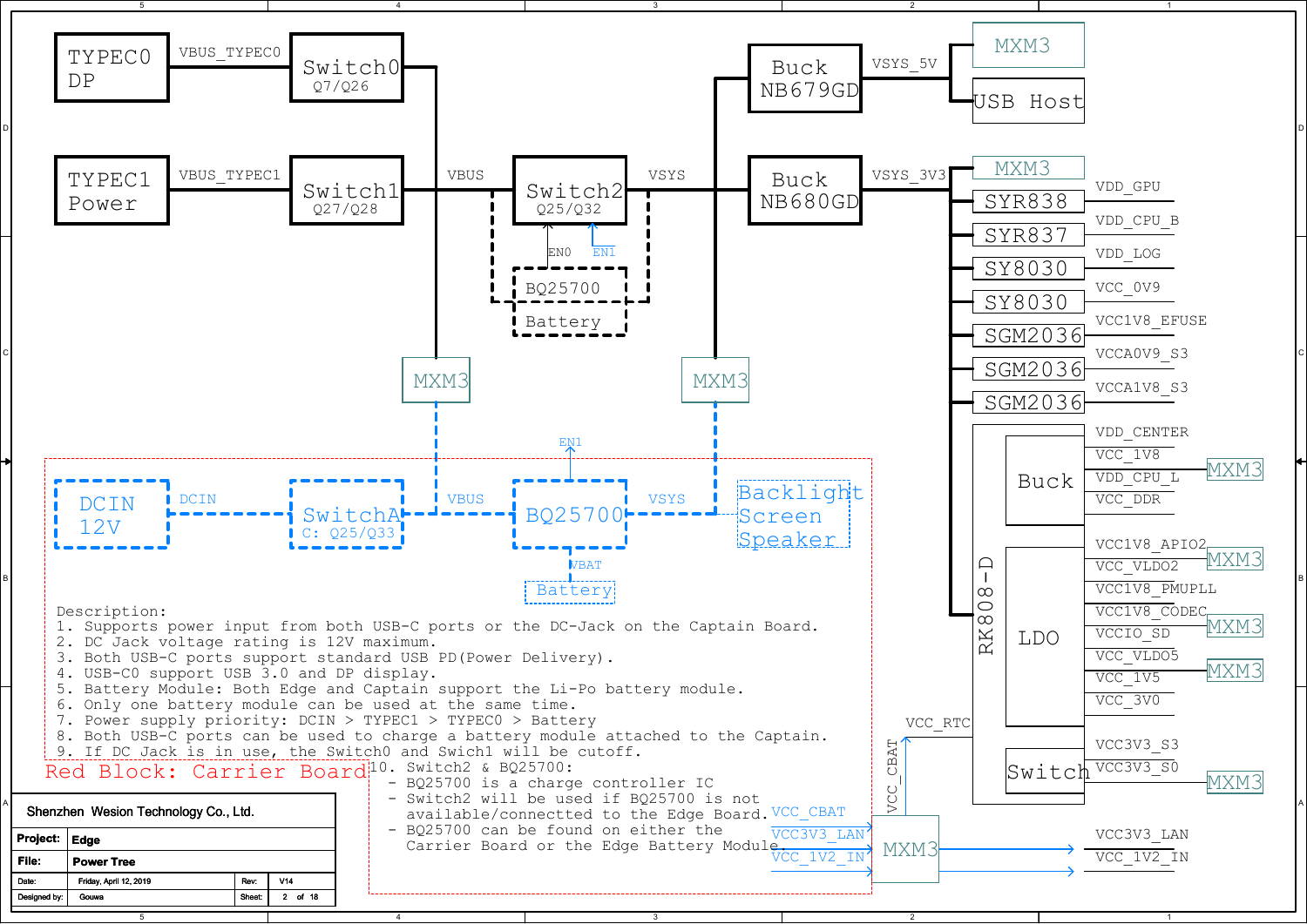TYPEC0 DP — VBUS_TYPEC0 — Switch0 (Q7/Q26)

TYPEC1 Power — VBUS_TYPEC1 — Switch1 (Q27/Q28)

VBUS — Switch2 (Q25/Q32) — VSYS

EN0 EN1

BQ25700

Battery

MXM3 MXM3

Buck NB679GD — VSYS_5V — MXM3, USB Host

Buck NB680GD — VSYS_3V3 — MXM3

| Regulator | Output |
| --- | --- |
| SYR838 | VDD_GPU |
| SYR837 | VDD_CPU_B |
| SY8030 | VDD_LOG |
| SY8030 | VCC_0V9 |
| SGM2036 | VCC1V8_EFUSE |
| SGM2036 | VCCA0V9_S3 |
| SGM2036 | VCCA1V8_S3 |

RK808-D

| Block | Output |
| --- | --- |
| Buck | VDD_CENTER |
| Buck | VCC_1V8 (MXM3) |
| Buck | VDD_CPU_L |
| Buck | VCC_DDR |
| LDO | VCC1V8_APIO2 (MXM3) |
| LDO | VCC_VLDO2 |
| LDO | VCC1V8_PMUPLL |
| LDO | VCC1V8_CODEC (MXM3) |
| LDO | VCCIO_SD |
| LDO | VCC_VLDO5 (MXM3) |
| LDO | VCC_1V5 |
| LDO | VCC_3V0 |
| Switch | VCC3V3_S3 |
| Switch | VCC3V3_S0 (MXM3) |

VCC_RTC

VCC_CBAT

VCC_CBAT, VCC3V3_LAN, VCC_1V2_IN — MXM3 — VCC3V3_LAN, VCC_1V2_IN

DCIN 12V — DCIN — SwitchA (C: Q25/Q33) — VBUS — BQ25700 — VSYS — Backlight Screen Speaker

EN1

VBAT — Battery

Red Block: Carrier Board

Description:

1. Supports power input from both USB-C ports or the DC-Jack on the Captain Board.
2. DC Jack voltage rating is 12V maximum.
3. Both USB-C ports support standard USB PD(Power Delivery).
4. USB-C0 support USB 3.0 and DP display.
5. Battery Module: Both Edge and Captain support the Li-Po battery module.
6. Only one battery module can be used at the same time.
7. Power supply priority: DCIN > TYPEC1 > TYPEC0 > Battery
8. Both USB-C ports can be used to charge a battery module attached to the Captain.
9. If DC Jack is in use, the Switch0 and Swich1 will be cutoff.
10. Switch2 & BQ25700:
    - BQ25700 is a charge controller IC
    - Switch2 will be used if BQ25700 is not available/connectted to the Edge Board.
    - BQ25700 can be found on either the Carrier Board or the Edge Battery Module.

| | |
| --- | --- |
| Shenzhen Wesion Technology Co., Ltd. | |
| Project: | Edge |
| File: | Power Tree |
| Date: | Friday, April 12, 2019 | Rev: V14 |
| Designed by: | Gouwa | Sheet: 2 of 18 |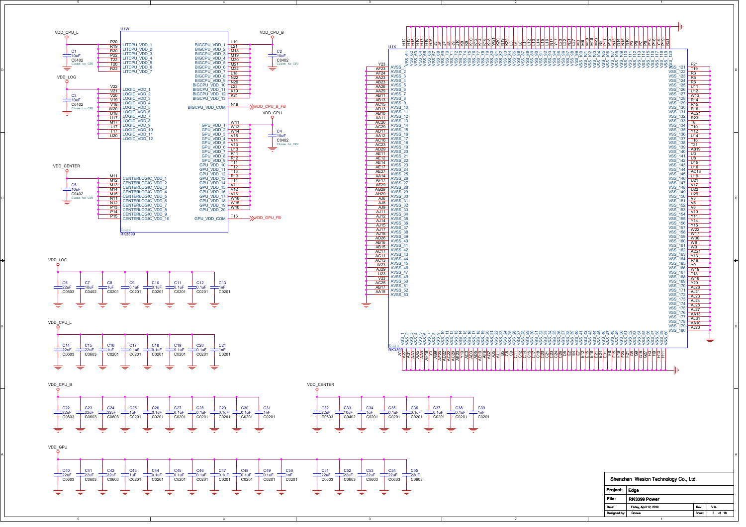## U1W — RK3399 (Edge)

**VDD_CPU_L**

| Pin | Signal |
|---|---|
| P20 | LITCPU_VDD_1 |
| R19 | LITCPU_VDD_2 |
| R20 | LITCPU_VDD_3 |
| P22 | LITCPU_VDD_4 |
| T22 | LITCPU_VDD_5 |
| T20 | LITCPU_VDD_6 |
| R22 | LITCPU_VDD_7 |

C1 10uF C0402 Close to CPU

**VDD_LOG**

| Pin | Signal |
|---|---|
| V22 | LOGIC_VDD_1 |
| V21 | LOGIC_VDD_2 |
| V20 | LOGIC_VDD_3 |
| V19 | LOGIC_VDD_4 |
| V18 | LOGIC_VDD_5 |
| W20 | LOGIC_VDD_6 |
| U18 | LOGIC_VDD_7 |
| U17 | LOGIC_VDD_8 |
| M17 | LOGIC_VDD_9 |
| L17 | LOGIC_VDD_10 |
| T17 | LOGIC_VDD_11 |
| U20 | LOGIC_VDD_12 |

C3 10uF C0402 Close to CPU

**VDD_CENTER**

| Pin | Signal |
|---|---|
| M11 | CENTERLOGIC_VDD_1 |
| M12 | CENTERLOGIC_VDD_2 |
| M13 | CENTERLOGIC_VDD_3 |
| M14 | CENTERLOGIC_VDD_4 |
| M15 | CENTERLOGIC_VDD_5 |
| N11 | CENTERLOGIC_VDD_6 |
| N12 | CENTERLOGIC_VDD_7 |
| P13 | CENTERLOGIC_VDD_8 |
| P14 | CENTERLOGIC_VDD_9 |
| P15 | CENTERLOGIC_VDD_10 |

C5 10uF C0402 Close to CPU

**VDD_CPU_B**

| Signal | Pin |
|---|---|
| BIGCPU_VDD_1 | L19 |
| BIGCPU_VDD_2 | L21 |
| BIGCPU_VDD_3 | M18 |
| BIGCPU_VDD_4 | M19 |
| BIGCPU_VDD_5 | M20 |
| BIGCPU_VDD_6 | M21 |
| BIGCPU_VDD_7 | M22 |
| BIGCPU_VDD_8 | L18 |
| BIGCPU_VDD_9 | N22 |
| BIGCPU_VDD_10 | N20 |
| BIGCPU_VDD_11 | L23 |
| BIGCPU_VDD_12 | K19 |
| BIGCPU_VDD_13 | K21 |
| BIGCPU_VDD_COM | N18 → VDD_CPU_B_FB |

C2 10uF C0402 Close to CPU

**VDD_GPU**

| Signal | Pin |
|---|---|
| GPU_VDD_1 | W11 |
| GPU_VDD_2 | W12 |
| GPU_VDD_3 | W14 |
| GPU_VDD_4 | V15 |
| GPU_VDD_5 | V14 |
| GPU_VDD_6 | V13 |
| GPU_VDD_7 | U13 |
| GPU_VDD_8 | R11 |
| GPU_VDD_9 | R12 |
| GPU_VDD_10 | T11 |
| GPU_VDD_11 | T12 |
| GPU_VDD_12 | T13 |
| GPU_VDD_13 | R13 |
| GPU_VDD_14 | T14 |
| GPU_VDD_15 | V11 |
| GPU_VDD_16 | V12 |
| GPU_VDD_17 | V16 |
| GPU_VDD_18 | W16 |
| GPU_VDD_19 | W15 |
| GPU_VDD_20 | W10 |
| GPU_VDD_COM | T15 → VDD_GPU_FB |

C4 10uF C0402 Close to CPU

## U1X — RK3399 (Edge) Ground

AVSS_1 … AVSS_53: Y23, AF23, AF24, AA23, AB23, AA26, AA29, AB11, AB13, AC15, AD13, AB10, AA11, AC26, AC29, AD17, AA12, AC16, AC23, AD29, AE11, AE12, AE14, AE17, AE27, AA14, AF17, AF29, AG29, AH29, AJ6, AJ8, AJ9, AJ11, AJ12, AJ14, AJ15, AJ17, AJ18, AD26, AB16, AB15, AC17, AC11, AC13, W23, AJ29, U23, V23, AC25, AB17, AA15

VSS_1 … VSS_60: A1, A27, A31, A3, A5, A9, AF18, AA9, AB9, AF20, AC22, AE20, AE23, Y10, AC5, AD5, AD10, AF9, AG2, AJ5, AL1, B5, C9, C11, C12, C14, C15, C17, C18, C20, C21, C23, C24, C26, D5, D7, E4, E7, E12, E15, E18, E21, E24, E31, F8, F15, F18, F20, F21, G5, G9, G18, G27, H8, H10, H11

VSS_61 … VSS_120: H12, H13, H15, H16, H17, H18, H26, J3, J6, J7, J8, J9, J30, K8, K9, K10, K12, K14, K16, K18, K20, N19, M21, K22, L3, L6, L8, L11, L13, L14, L16, N17, Y17, L20, L22, N21, L27, M3, M8, M10, M16, M23, N8, N9, N13, N14, N15, N16, P3, P6, P7, P8, P10, P16, Y16, P19, P21

VSS_121 … VSS_180: T19, R3, R5, R6, U11, U12, W13, R14, R15, R16, AC21, R23, T8, T10, Y12, U14, T16, T21, AB19, U3, U6, U15, U16, AC18, U19, U21, V17, U22, U29, V3, V5, V8, V10, Y11, Y14, Y15, W22, W17, W30, W8, W9, AD21, Y13, R18, Y9, W19, T18, W18, Y20, AJ28, AJ21, AJ23, AJ24, AJ26, AJ27, AA13, AL31, AA10, AJ20

## Decoupling Capacitors

**VDD_LOG**

| Ref | Value | Package |
|---|---|---|
| C6 | 22uF | C0603 |
| C7 | 10uF | C0402 |
| C8 | 1uF | C0201 |
| C9 | 0.1uF | C0201 |
| C10 | 0.1uF | C0201 |
| C11 | 0.1uF | C0201 |
| C12 | 0.1uF | C0201 |
| C13 | 1nF | C0201 |

**VDD_CPU_L**

| Ref | Value | Package |
|---|---|---|
| C14 | 22uF | C0603 |
| C15 | 22uF | C0603 |
| C16 | 1uF | C0201 |
| C17 | 0.1uF | C0201 |
| C18 | 0.1uF | C0201 |
| C19 | 0.1uF | C0201 |
| C20 | 0.1uF | C0201 |
| C21 | 1nF | C0201 |

**VDD_CPU_B**

| Ref | Value | Package |
|---|---|---|
| C22 | 22uF | C0603 |
| C23 | 22uF | C0603 |
| C24 | 22uF | C0603 |
| C25 | 1uF | C0201 |
| C26 | 0.1uF | C0201 |
| C27 | 0.1uF | C0201 |
| C28 | 0.1uF | C0201 |
| C29 | 0.1uF | C0201 |
| C30 | 0.1uF | C0201 |
| C31 | 1nF | C0201 |

**VDD_CENTER**

| Ref | Value | Package |
|---|---|---|
| C32 | 22uF | C0603 |
| C33 | 10uF | C0402 |
| C34 | 1uF | C0201 |
| C35 | 0.1uF | C0201 |
| C36 | 0.1uF | C0201 |
| C37 | 0.1uF | C0201 |
| C38 | 0.1uF | C0201 |
| C39 | 1nF | C0201 |

**VDD_GPU**

| Ref | Value | Package |
|---|---|---|
| C40 | 22uF | C0603 |
| C41 | 22uF | C0603 |
| C42 | 22uF | C0603 |
| C43 | 1uF | C0201 |
| C44 | 0.1uF | C0201 |
| C45 | 0.1uF | C0201 |
| C46 | 0.1uF | C0201 |
| C47 | 0.1uF | C0201 |
| C48 | 0.1uF | C0201 |
| C49 | 0.1uF | C0201 |
| C50 | 1nF | C0201 |
| C51 | 22uF | C0603 |
| C52 | 22uF | C0603 |
| C53 | 22uF | C0603 |
| C54 | 22uF | C0603 |
| C55 | 22uF | C0603 |

| Shenzhen Wesion Technology Co., Ltd. | | | |
|---|---|---|---|
| Project: | Edge | | |
| File: | RK3399 Power | | |
| Date: | Friday, April 12, 2019 | Rev: | V14 |
| Designed by: | Gouwa | Sheet | 3 of 18 |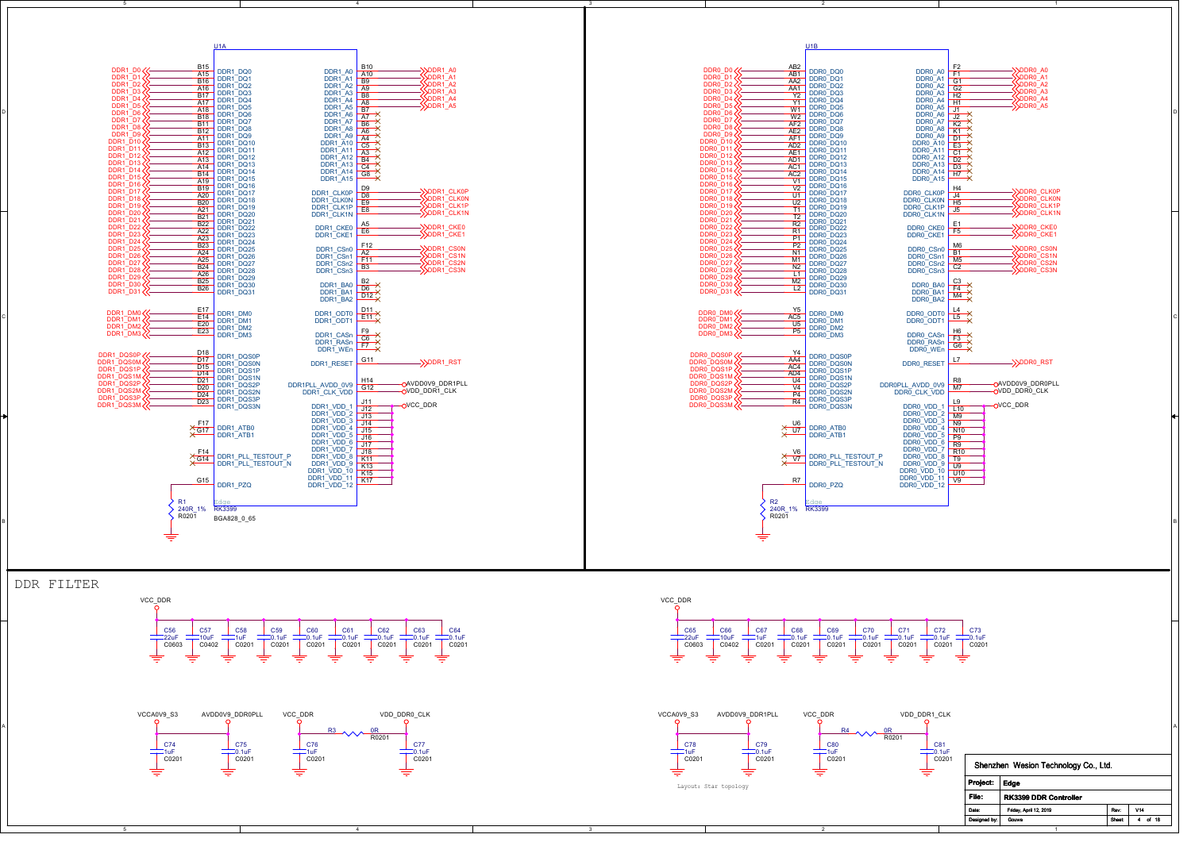## U1A — RK3399 (BGA828_0_65) — DDR1

| Net | Pin | Signal |
|---|---|---|
| DDR1_D0 | B15 | DDR1_DQ0 |
| DDR1_D1 | A15 | DDR1_DQ1 |
| DDR1_D2 | B16 | DDR1_DQ2 |
| DDR1_D3 | A16 | DDR1_DQ3 |
| DDR1_D4 | B17 | DDR1_DQ4 |
| DDR1_D5 | A17 | DDR1_DQ5 |
| DDR1_D6 | A18 | DDR1_DQ6 |
| DDR1_D7 | B18 | DDR1_DQ7 |
| DDR1_D8 | B11 | DDR1_DQ8 |
| DDR1_D9 | B12 | DDR1_DQ9 |
| DDR1_D10 | A11 | DDR1_DQ10 |
| DDR1_D11 | B13 | DDR1_DQ11 |
| DDR1_D12 | A12 | DDR1_DQ12 |
| DDR1_D13 | A13 | DDR1_DQ13 |
| DDR1_D14 | A14 | DDR1_DQ14 |
| DDR1_D15 | B14 | DDR1_DQ15 |
| DDR1_D16 | A19 | DDR1_DQ16 |
| DDR1_D17 | B19 | DDR1_DQ17 |
| DDR1_D18 | A20 | DDR1_DQ18 |
| DDR1_D19 | B20 | DDR1_DQ19 |
| DDR1_D20 | A21 | DDR1_DQ20 |
| DDR1_D21 | B21 | DDR1_DQ21 |
| DDR1_D22 | B22 | DDR1_DQ22 |
| DDR1_D23 | A22 | DDR1_DQ23 |
| DDR1_D24 | A23 | DDR1_DQ24 |
| DDR1_D25 | B23 | DDR1_DQ25 |
| DDR1_D26 | A24 | DDR1_DQ26 |
| DDR1_D27 | A25 | DDR1_DQ27 |
| DDR1_D28 | B24 | DDR1_DQ28 |
| DDR1_D29 | A26 | DDR1_DQ29 |
| DDR1_D30 | B25 | DDR1_DQ30 |
| DDR1_D31 | B26 | DDR1_DQ31 |
| DDR1_DM0 | E17 | DDR1_DM0 |
| DDR1_DM1 | E14 | DDR1_DM1 |
| DDR1_DM2 | E20 | DDR1_DM2 |
| DDR1_DM3 | E23 | DDR1_DM3 |
| DDR1_DQS0P | D18 | DDR1_DQS0P |
| DDR1_DQS0M | D17 | DDR1_DQS0N |
| DDR1_DQS1P | D15 | DDR1_DQS1P |
| DDR1_DQS1M | D14 | DDR1_DQS1N |
| DDR1_DQS2P | D21 | DDR1_DQS2P |
| DDR1_DQS2M | D20 | DDR1_DQS2N |
| DDR1_DQS3P | D24 | DDR1_DQS3P |
| DDR1_DQS3M | D23 | DDR1_DQS3N |
| NC | F17 | DDR1_ATB0 |
| NC | G17 | DDR1_ATB1 |
| NC | F14 | DDR1_PLL_TESTOUT_P |
| NC | G14 | DDR1_PLL_TESTOUT_N |
| R1 240R_1% R0201 to GND | G15 | DDR1_PZQ |

| Signal | Pin | Net |
|---|---|---|
| DDR1_A0 | B10 | DDR1_A0 |
| DDR1_A1 | A10 | DDR1_A1 |
| DDR1_A2 | B9 | DDR1_A2 |
| DDR1_A3 | A9 | DDR1_A3 |
| DDR1_A4 | B8 | DDR1_A4 |
| DDR1_A5 | A8 | DDR1_A5 |
| DDR1_A6 | B7 | NC |
| DDR1_A7 | A7 | NC |
| DDR1_A8 | B6 | NC |
| DDR1_A9 | A6 | NC |
| DDR1_A10 | A4 | NC |
| DDR1_A11 | C5 | NC |
| DDR1_A12 | A3 | NC |
| DDR1_A13 | B4 | NC |
| DDR1_A14 | C4 | NC |
| DDR1_A15 | G8 | NC |
| DDR1_CLK0P | D9 | DDR1_CLK0P |
| DDR1_CLK0N | D8 | DDR1_CLK0N |
| DDR1_CLK1P | E9 | DDR1_CLK1P |
| DDR1_CLK1N | E8 | DDR1_CLK1N |
| DDR1_CKE0 | A5 | DDR1_CKE0 |
| DDR1_CKE1 | E6 | DDR1_CKE1 |
| DDR1_CSn0 | F12 | DDR1_CS0N |
| DDR1_CSn1 | A2 | DDR1_CS1N |
| DDR1_CSn2 | F11 | DDR1_CS2N |
| DDR1_CSn3 | B3 | DDR1_CS3N |
| DDR1_BA0 | B2 | NC |
| DDR1_BA1 | D6 | NC |
| DDR1_BA2 | D12 | NC |
| DDR1_ODT0 | D11 | NC |
| DDR1_ODT1 | E11 | NC |
| DDR1_CASn | F9 | NC |
| DDR1_RASn | C6 | NC |
| DDR1_WEn | F7 | NC |
| DDR1_RESET | G11 | DDR1_RST |
| DDR1PLL_AVDD_0V9 | H14 | AVDD0V9_DDR1PLL |
| DDR1_CLK_VDD | G12 | VDD_DDR1_CLK |
| DDR1_VDD_1 | J11 | VCC_DDR |
| DDR1_VDD_2 | J12 | VCC_DDR |
| DDR1_VDD_3 | J13 | VCC_DDR |
| DDR1_VDD_4 | J14 | VCC_DDR |
| DDR1_VDD_5 | J15 | VCC_DDR |
| DDR1_VDD_6 | J16 | VCC_DDR |
| DDR1_VDD_7 | J17 | VCC_DDR |
| DDR1_VDD_8 | J18 | VCC_DDR |
| DDR1_VDD_9 | K11 | VCC_DDR |
| DDR1_VDD_10 | K13 | VCC_DDR |
| DDR1_VDD_11 | K15 | VCC_DDR |
| DDR1_VDD_12 | K17 | VCC_DDR |

## U1B — RK3399 — DDR0

| Net | Pin | Signal |
|---|---|---|
| DDR0_D0 | AB2 | DDR0_DQ0 |
| DDR0_D1 | AB1 | DDR0_DQ1 |
| DDR0_D2 | AA2 | DDR0_DQ2 |
| DDR0_D3 | AA1 | DDR0_DQ3 |
| DDR0_D4 | Y2 | DDR0_DQ4 |
| DDR0_D5 | Y1 | DDR0_DQ5 |
| DDR0_D6 | W1 | DDR0_DQ6 |
| DDR0_D7 | W2 | DDR0_DQ7 |
| DDR0_D8 | AF2 | DDR0_DQ8 |
| DDR0_D9 | AE2 | DDR0_DQ9 |
| DDR0_D10 | AF1 | DDR0_DQ10 |
| DDR0_D11 | AD2 | DDR0_DQ11 |
| DDR0_D12 | AE1 | DDR0_DQ12 |
| DDR0_D13 | AD1 | DDR0_DQ13 |
| DDR0_D14 | AC1 | DDR0_DQ14 |
| DDR0_D15 | AC2 | DDR0_DQ15 |
| DDR0_D16 | V1 | DDR0_DQ16 |
| DDR0_D17 | V2 | DDR0_DQ17 |
| DDR0_D18 | U1 | DDR0_DQ18 |
| DDR0_D19 | U2 | DDR0_DQ19 |
| DDR0_D20 | T1 | DDR0_DQ20 |
| DDR0_D21 | T2 | DDR0_DQ21 |
| DDR0_D22 | R2 | DDR0_DQ22 |
| DDR0_D23 | R1 | DDR0_DQ23 |
| DDR0_D24 | P1 | DDR0_DQ24 |
| DDR0_D25 | P2 | DDR0_DQ25 |
| DDR0_D26 | N1 | DDR0_DQ26 |
| DDR0_D27 | M1 | DDR0_DQ27 |
| DDR0_D28 | N2 | DDR0_DQ28 |
| DDR0_D29 | L1 | DDR0_DQ29 |
| DDR0_D30 | M2 | DDR0_DQ30 |
| DDR0_D31 | L2 | DDR0_DQ31 |
| DDR0_DM0 | Y5 | DDR0_DM0 |
| DDR0_DM1 | AC5 | DDR0_DM1 |
| DDR0_DM2 | U5 | DDR0_DM2 |
| DDR0_DM3 | P5 | DDR0_DM3 |
| DDR0_DQS0P | Y4 | DDR0_DQS0P |
| DDR0_DQS0M | AA4 | DDR0_DQS0N |
| DDR0_DQS1P | AC4 | DDR0_DQS1P |
| DDR0_DQS1M | AD4 | DDR0_DQS1N |
| DDR0_DQS2P | U4 | DDR0_DQS2P |
| DDR0_DQS2M | V4 | DDR0_DQS2N |
| DDR0_DQS3P | P4 | DDR0_DQS3P |
| DDR0_DQS3M | R4 | DDR0_DQS3N |
| NC | U6 | DDR0_ATB0 |
| NC | U7 | DDR0_ATB1 |
| NC | V6 | DDR0_PLL_TESTOUT_P |
| NC | V7 | DDR0_PLL_TESTOUT_N |
| R2 240R_1% R0201 to GND | R7 | DDR0_PZQ |

| Signal | Pin | Net |
|---|---|---|
| DDR0_A0 | F2 | DDR0_A0 |
| DDR0_A1 | F1 | DDR0_A1 |
| DDR0_A2 | G1 | DDR0_A2 |
| DDR0_A3 | G2 | DDR0_A3 |
| DDR0_A4 | H2 | DDR0_A4 |
| DDR0_A5 | H1 | DDR0_A5 |
| DDR0_A6 | J1 | NC |
| DDR0_A7 | J2 | NC |
| DDR0_A8 | K2 | NC |
| DDR0_A9 | K1 | NC |
| DDR0_A10 | D1 | NC |
| DDR0_A11 | E3 | NC |
| DDR0_A12 | C1 | NC |
| DDR0_A13 | D2 | NC |
| DDR0_A14 | D3 | NC |
| DDR0_A15 | H7 | NC |
| DDR0_CLK0P | H4 | DDR0_CLK0P |
| DDR0_CLK0N | J4 | DDR0_CLK0N |
| DDR0_CLK1P | H5 | DDR0_CLK1P |
| DDR0_CLK1N | J5 | DDR0_CLK1N |
| DDR0_CKE0 | E1 | DDR0_CKE0 |
| DDR0_CKE1 | F5 | DDR0_CKE1 |
| DDR0_CSn0 | M6 | DDR0_CS0N |
| DDR0_CSn1 | B1 | DDR0_CS1N |
| DDR0_CSn2 | M5 | DDR0_CS2N |
| DDR0_CSn3 | C2 | DDR0_CS3N |
| DDR0_BA0 | C3 | NC |
| DDR0_BA1 | F4 | NC |
| DDR0_BA2 | M4 | NC |
| DDR0_ODT0 | L4 | NC |
| DDR0_ODT1 | L5 | NC |
| DDR0_CASn | H6 | NC |
| DDR0_RASn | F3 | NC |
| DDR0_WEn | G6 | NC |
| DDR0_RESET | L7 | DDR0_RST |
| DDR0PLL_AVDD_0V9 | R8 | AVDD0V9_DDR0PLL |
| DDR0_CLK_VDD | M7 | VDD_DDR0_CLK |
| DDR0_VDD_1 | L9 | VCC_DDR |
| DDR0_VDD_2 | L10 | VCC_DDR |
| DDR0_VDD_3 | M9 | VCC_DDR |
| DDR0_VDD_4 | N9 | VCC_DDR |
| DDR0_VDD_5 | N10 | VCC_DDR |
| DDR0_VDD_6 | P9 | VCC_DDR |
| DDR0_VDD_7 | R9 | VCC_DDR |
| DDR0_VDD_8 | R10 | VCC_DDR |
| DDR0_VDD_9 | T9 | VCC_DDR |
| DDR0_VDD_10 | U9 | VCC_DDR |
| DDR0_VDD_11 | U10 | VCC_DDR |
| DDR0_VDD_12 | V9 | VCC_DDR |

## DDR FILTER

VCC_DDR decoupling (DDR1 side):

| Ref | Value | Package |
|---|---|---|
| C56 | 22uF | C0603 |
| C57 | 10uF | C0402 |
| C58 | 1uF | C0201 |
| C59 | 0.1uF | C0201 |
| C60 | 0.1uF | C0201 |
| C61 | 0.1uF | C0201 |
| C62 | 0.1uF | C0201 |
| C63 | 0.1uF | C0201 |
| C64 | 0.1uF | C0201 |

VCC_DDR decoupling (DDR0 side):

| Ref | Value | Package |
|---|---|---|
| C65 | 22uF | C0603 |
| C66 | 10uF | C0402 |
| C67 | 1uF | C0201 |
| C68 | 0.1uF | C0201 |
| C69 | 0.1uF | C0201 |
| C70 | 0.1uF | C0201 |
| C71 | 0.1uF | C0201 |
| C72 | 0.1uF | C0201 |
| C73 | 0.1uF | C0201 |

PLL / clock supplies:

- VCCA0V9_S3 → AVDD0V9_DDR0PLL: C74 1uF C0201, C75 0.1uF C0201
- VCC_DDR → R3 0R R0201 → VDD_DDR0_CLK: C76 1uF C0201, C77 0.1uF C0201
- VCCA0V9_S3 → AVDD0V9_DDR1PLL: C78 1uF C0201, C79 0.1uF C0201
- VCC_DDR → R4 0R R0201 → VDD_DDR1_CLK: C80 1uF C0201, C81 0.1uF C0201

Layout: Star topology

| | |
|---|---|
| Company | Shenzhen Wesion Technology Co., Ltd. |
| Project: | Edge |
| File: | RK3399 DDR Controller |
| Date: | Friday, April 12, 2019 |
| Rev: | V14 |
| Designed by: | Gouwa |
| Sheet | 4 of 18 |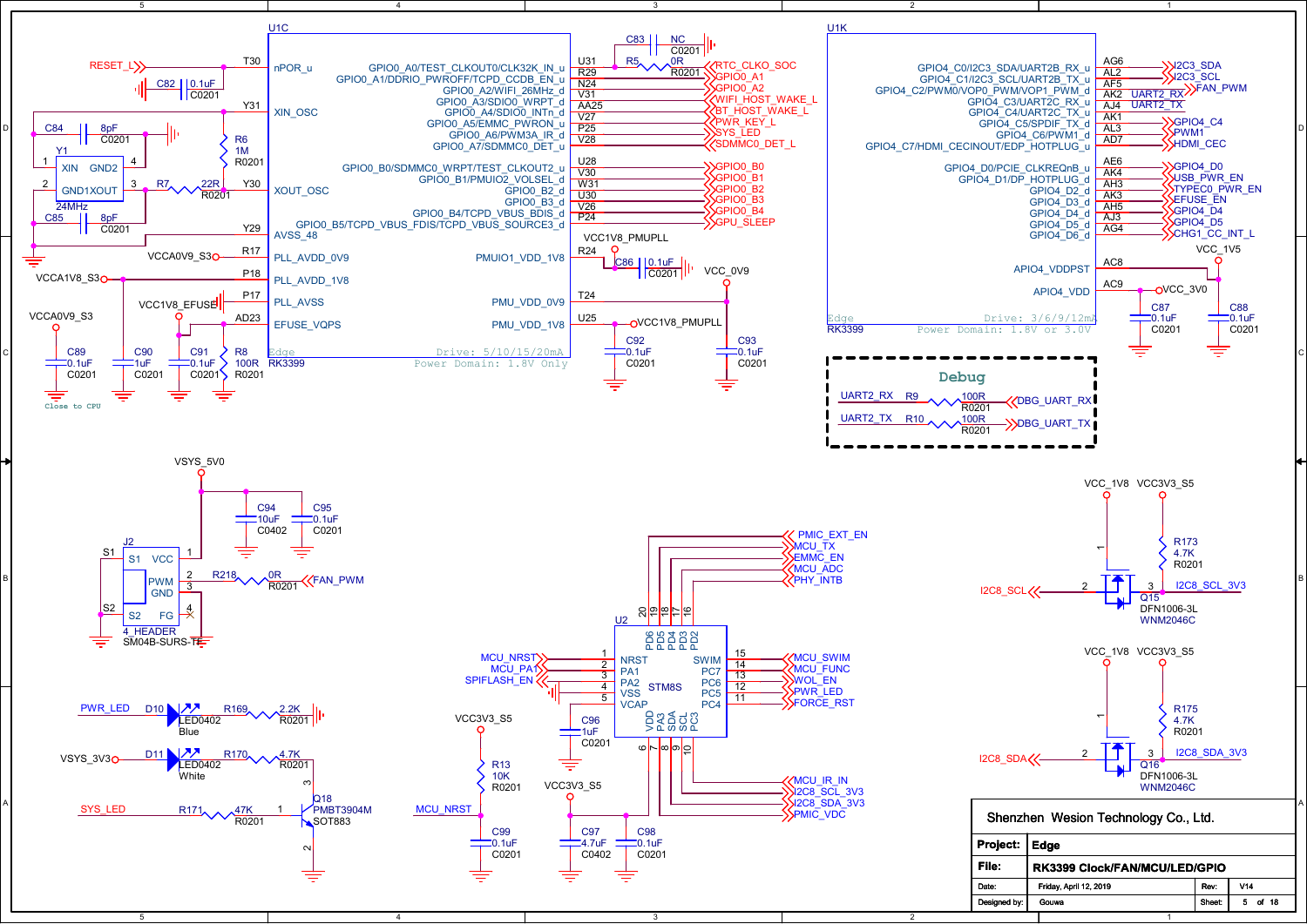## U1C (RK3399)

| Pin | Signal | Net |
|---|---|---|
| T30 | nPOR_u | RESET_L (C82 0.1uF C0201) |
| Y31 | XIN_OSC | Y1 XIN (C84 8pF C0201), R6 1M R0201 |
| Y30 | XOUT_OSC | R7 22R R0201 (C85 8pF C0201) |
| Y29 | AVSS_48 | |
| R17 | PLL_AVDD_0V9 | VCCA0V9_S3 |
| P18 | PLL_AVDD_1V8 | VCCA1V8_S3 |
| P17 | PLL_AVSS | |
| AD23 | EFUSE_VQPS | VCC1V8_EFUSE (C91 0.1uF C0201, R8 100R R0201) |
| U31 | GPIO0_A0/TEST_CLKOUT0/CLK32K_IN_u | C83 NC C0201 / R5 0R R0201 RTC_CLKO_SOC |
| R29 | GPIO0_A1/DDRIO_PWROFF/TCPD_CCDB_EN_u | GPIO0_A1 |
| N24 | GPIO0_A2/WIFI_26MHz_d | GPIO0_A2 |
| V31 | GPIO0_A3/SDIO0_WRPT_d | WIFI_HOST_WAKE_L |
| AA25 | GPIO0_A4/SDIO0_INTn_d | BT_HOST_WAKE_L |
| V27 | GPIO0_A5/EMMC_PWRON_u | PWR_KEY_L |
| P25 | GPIO0_A6/PWM3A_IR_d | SYS_LED |
| V28 | GPIO0_A7/SDMMC0_DET_u | SDMMC0_DET_L |
| U28 | GPIO0_B0/SDMMC0_WRPT/TEST_CLKOUT2_u | GPIO0_B0 |
| V30 | GPIO0_B1/PMUIO2_VOLSEL_d | GPIO0_B1 |
| W31 | GPIO0_B2_d | GPIO0_B2 |
| U30 | GPIO0_B3_d | GPIO0_B3 |
| V26 | GPIO0_B4/TCPD_VBUS_BDIS_d | GPIO0_B4 |
| P24 | GPIO0_B5/TCPD_VBUS_FDIS/TCPD_VBUS_SOURCE3_d | GPU_SLEEP |
| R24 | PMUIO1_VDD_1V8 | VCC1V8_PMUPLL (C86 0.1uF C0201) |
| T24 | PMU_VDD_0V9 | VCC_0V9 |
| U25 | PMU_VDD_1V8 | VCC1V8_PMUPLL |

Y1 24MHz. C89 0.1uF C0201 (VCCA0V9_S3), C90 1uF C0201, C92 0.1uF C0201, C93 0.1uF C0201. Close to CPU.

Edge — Drive: 5/10/15/20mA — Power Domain: 1.8V Only

## U1K (RK3399)

| Pin | Signal | Net |
|---|---|---|
| AG6 | GPIO4_C0/I2C3_SDA/UART2B_RX_u | I2C3_SDA |
| AL2 | GPIO4_C1/I2C3_SCL/UART2B_TX_u | I2C3_SCL |
| AF5 | GPIO4_C2/PWM0/VOP0_PWM/VOP1_PWM_d | FAN_PWM |
| AK2 | GPIO4_C3/UART2C_RX_u | UART2_RX |
| AJ4 | GPIO4_C4/UART2C_TX_u | UART2_TX |
| AK1 | GPIO4_C5/SPDIF_TX_d | GPIO4_C4 |
| AL3 | GPIO4_C6/PWM1_d | PWM1 |
| AD7 | GPIO4_C7/HDMI_CECINOUT/EDP_HOTPLUG_u | HDMI_CEC |
| AE6 | GPIO4_D0/PCIE_CLKREQnB_u | GPIO4_D0 |
| AK4 | GPIO4_D1/DP_HOTPLUG_d | USB_PWR_EN |
| AH3 | GPIO4_D2_d | TYPEC0_PWR_EN |
| AK3 | GPIO4_D3_d | EFUSE_EN |
| AH5 | GPIO4_D4_d | GPIO4_D4 |
| AJ3 | GPIO4_D5_d | GPIO4_D5 |
| AG4 | GPIO4_D6_d | CHG1_CC_INT_L |
| AC8 | APIO4_VDDPST | VCC_1V5 (C88 0.1uF C0201) |
| AC9 | APIO4_VDD | VCC_3V0 (C87 0.1uF C0201) |

Edge — Drive: 3/6/9/12mA — Power Domain: 1.8V or 3.0V

## Debug

- UART2_RX — R9 100R R0201 — DBG_UART_RX
- UART2_TX — R10 100R R0201 — DBG_UART_TX

## Fan (J2, 4_HEADER, SM04B-SURS-TF)

- VSYS_5V0: C94 10uF C0402, C95 0.1uF C0201
- Pin 1 VCC, Pin 2 PWM — R218 0R R0201 — FAN_PWM, Pin 3 GND, Pin 4 FG; S1, S2

## MCU (U2, STM8S)

| Pin | Signal | Net |
|---|---|---|
| 1 | NRST | MCU_NRST |
| 2 | PA1 | MCU_PA1 |
| 3 | PA2 | SPIFLASH_EN |
| 4 | VSS | |
| 5 | VCAP | C96 1uF C0201 |
| 6 | VDD | VCC3V3_S5 (C97 4.7uF C0402, C98 0.1uF C0201) |
| 7 | PA3 | |
| 8 | SDA | I2C8_SDA_3V3 |
| 9 | SCL | I2C8_SCL_3V3 |
| 10 | PC3 | PMIC_VDC |
| 11 | PC4 | FORCE_RST |
| 12 | PC5 | PWR_LED |
| 13 | PC6 | WOL_EN |
| 14 | PC7 | MCU_FUNC |
| 15 | SWIM | MCU_SWIM |
| 16 | PD2 | PHY_INTB |
| 17 | PD3 | MCU_ADC |
| 18 | PD4 | EMMC_EN |
| 19 | PD5 | MCU_TX |
| 20 | PD6 | PMIC_EXT_EN |

MCU_IR_IN. MCU_NRST: R13 10K R0201 to VCC3V3_S5, C99 0.1uF C0201.

## LEDs

- PWR_LED — D10 LED0402 Blue — R169 2.2K R0201
- VSYS_3V3 — D11 LED0402 White — R170 4.7K R0201 — Q18 PMBT3904M SOT883
- SYS_LED — R171 47K R0201 — Q18

## I2C level shift

- Q15 DFN1006-3L WNM2046C: I2C8_SCL ↔ I2C8_SCL_3V3, gate VCC_1V8, R173 4.7K R0201 to VCC3V3_S5
- Q16 DFN1006-3L WNM2046C: I2C8_SDA ↔ I2C8_SDA_3V3, gate VCC_1V8, R175 4.7K R0201 to VCC3V3_S5

---

Shenzhen Wesion Technology Co., Ltd.

| | |
|---|---|
| Project: | Edge |
| File: | RK3399 Clock/FAN/MCU/LED/GPIO |
| Date: | Friday, April 12, 2019 |
| Rev: | V14 |
| Designed by: | Gouwa |
| Sheet: | 5 of 18 |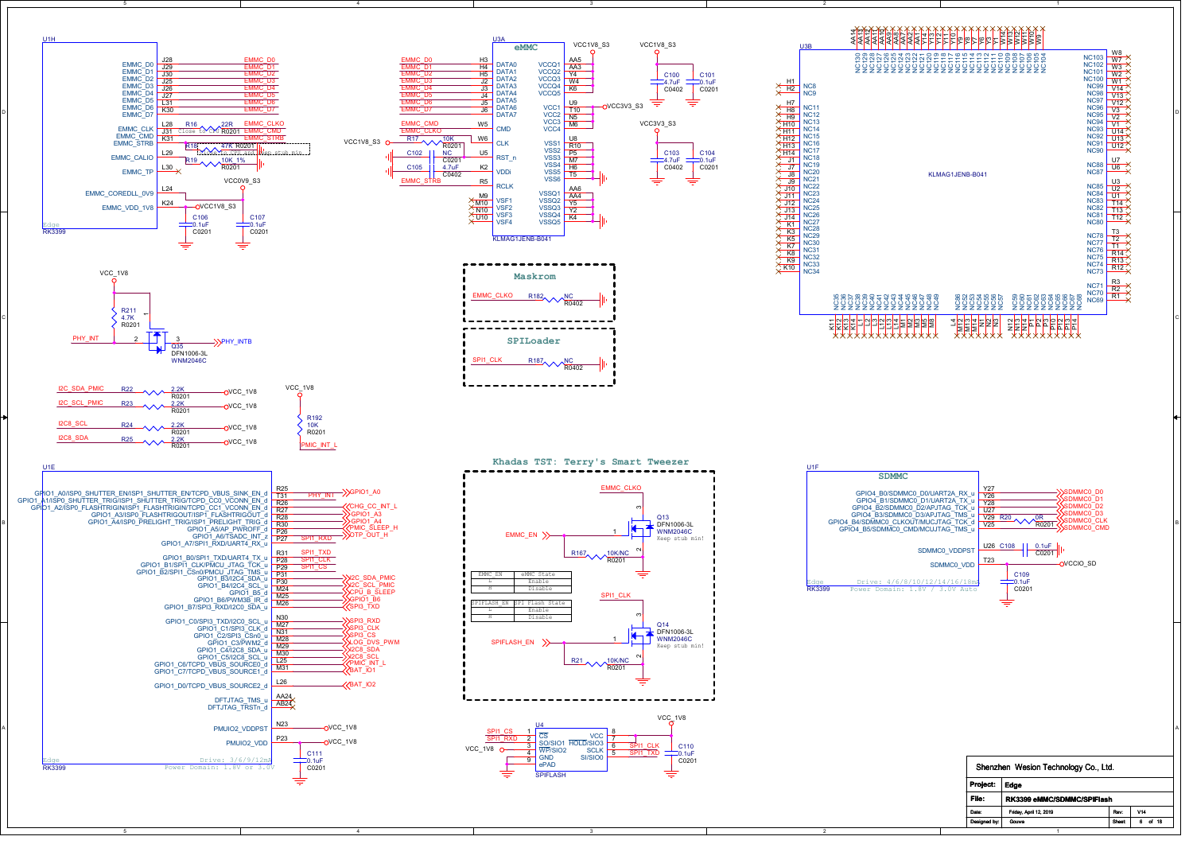## Maskrom

EMMC_CLKO — R182 — NC R0402

## SPILoader

SPI1_CLK — R187 — NC R0402

## Khadas TST: Terry's Smart Tweezer

| EMMC_EN | eMMC State |
|---|---|
| L | Enable |
| H | Disable |

| SPIFLASH_EN | SPI Flash State |
|---|---|
| L | Enable |
| H | Disable |

Q13 DFN1006-3L WNM2046C Keep stub min!

Q14 DFN1006-3L WNM2046C Keep stub min!

## SDMMC

Edge — Drive: 4/6/8/10/12/14/16/18mA — Power Domain: 1.8V / 3.0V Auto

Edge — Drive: 3/6/9/12mA — Power Domain: 1.8V or 3.0V

| Shenzhen Wesion Technology Co., Ltd. | | | |
|---|---|---|---|
| Project: | Edge | | |
| File: | RK3399 eMMC/SDMMC/SPIFlash | | |
| Date: | Friday, April 12, 2019 | Rev: | V14 |
| Designed by: | Gouwa | Sheet | 6 of 18 |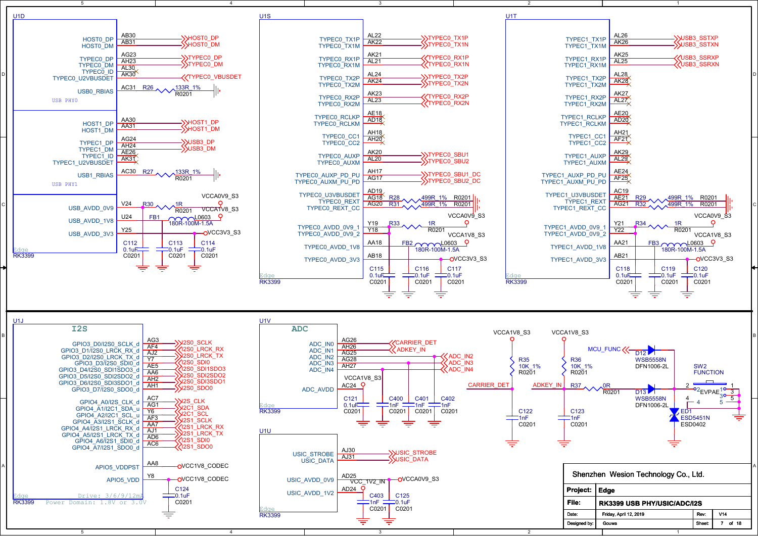## U1D (RK3399)

| Pin Name | Pin | Net |
|---|---|---|
| HOST0_DP | AB30 | HOST0_DP |
| HOST0_DM | AB31 | HOST0_DM |
| TYPEC0_DP | AG23 | TYPEC0_DP |
| TYPEC0_DM | AH23 | TYPEC0_DM |
| TYPEC0_ID | AL30 | NC |
| TYPEC0_U2VBUSDET | AK30 | TYPEC0_VBUSDET |
| USB0_RBIAS | AC31 | R26 133R_1% R0201 |
| HOST1_DP | AA30 | HOST1_DP |
| HOST1_DM | AA31 | HOST1_DM |
| TYPEC1_DP | AG24 | USB3_DP |
| TYPEC1_DM | AH24 | USB3_DM |
| TYPEC1_ID | AE26 | NC |
| TYPEC1_U2VBUSDET | AK31 | NC |
| USB1_RBIAS | AC30 | R27 133R_1% R0201 |
| USB_AVDD_0V9 | V24 | R30 1R R0201 → VCCA0V9_S3 |
| USB_AVDD_1V8 | U24 | FB1 180R-100M-1.5A L0603 → VCCA1V8_S3 |
| USB_AVDD_3V3 | Y25 | VCC3V3_S3 |

USB PHY0, USB PHY1. C112, C113, C114: 0.1uF C0201.

## U1S (RK3399)

| Pin Name | Pin | Net |
|---|---|---|
| TYPEC0_TX1P | AL22 | TYPEC0_TX1P |
| TYPEC0_TX1M | AK22 | TYPEC0_TX1N |
| TYPEC0_RX1P | AK21 | TYPEC0_RX1P |
| TYPEC0_RX1M | AL21 | TYPEC0_RX1N |
| TYPEC0_TX2P | AL24 | TYPEC0_TX2P |
| TYPEC0_TX2M | AK24 | TYPEC0_TX2N |
| TYPEC0_RX2P | AK23 | TYPEC0_RX2P |
| TYPEC0_RX2M | AL23 | TYPEC0_RX2N |
| TYPEC0_RCLKP | AE18 | NC |
| TYPEC0_RCLKM | AD18 | NC |
| TYPEC0_CC1 | AH18 | NC |
| TYPEC0_CC2 | AH20 | NC |
| TYPEC0_AUXP | AK20 | TYPEC0_SBU1 |
| TYPEC0_AUXM | AL20 | TYPEC0_SBU2 |
| TYPEC0_AUXP_PD_PU | AH17 | TYPEC0_SBU1_DC |
| TYPEC0_AUXM_PU_PD | AG17 | TYPEC0_SBU2_DC |
| TYPEC0_U3VBUSDET | AD19 | |
| TYPEC0_REXT | AG18 | R28 499R_1% R0201 |
| TYPEC0_REXT_CC | AG20 | R31 499R_1% R0201 |
| TYPEC0_AVDD_0V9_1 | Y19 | R33 1R R0201 → VCCA0V9_S3 |
| TYPEC0_AVDD_0V9_2 | Y18 | |
| TYPEC0_AVDD_1V8 | AA18 | FB2 180R-100M-1.5A L0603 → VCCA1V8_S3 |
| TYPEC0_AVDD_3V3 | AB18 | VCC3V3_S3 |

C115, C116, C117: 0.1uF C0201.

## U1T (RK3399)

| Pin Name | Pin | Net |
|---|---|---|
| TYPEC1_TX1P | AL26 | USB3_SSTXP |
| TYPEC1_TX1M | AK26 | USB3_SSTXN |
| TYPEC1_RX1P | AK25 | USB3_SSRXP |
| TYPEC1_RX1M | AL25 | USB3_SSRXN |
| TYPEC1_TX2P | AL28 | NC |
| TYPEC1_TX2M | AK28 | NC |
| TYPEC1_RX2P | AK27 | NC |
| TYPEC1_RX2M | AL27 | NC |
| TYPEC1_RCLKP | AE20 | NC |
| TYPEC1_RCLKM | AD20 | NC |
| TYPEC1_CC1 | AH21 | NC |
| TYPEC1_CC2 | AF21 | NC |
| TYPEC1_AUXP | AK29 | NC |
| TYPEC1_AUXM | AL29 | NC |
| TYPEC1_AUXP_PD_PU | AE24 | NC |
| TYPEC1_AUXM_PU_PD | AF25 | NC |
| TYPEC1_U3VBUSDET | AC19 | |
| TYPEC1_REXT | AE21 | R29 499R_1% R0201 |
| TYPEC1_REXT_CC | AG21 | R32 499R_1% R0201 |
| TYPEC1_AVDD_0V9_1 | Y21 | R34 1R R0201 → VCCA0V9_S3 |
| TYPEC1_AVDD_0V9_2 | Y22 | |
| TYPEC1_AVDD_1V8 | AA21 | FB3 180R-100M-1.5A L0603 → VCCA1V8_S3 |
| TYPEC1_AVDD_3V3 | AB21 | VCC3V3_S3 |

C118, C119, C120: 0.1uF C0201.

## U1J — I2S (RK3399)

| Pin Name | Pin | Net |
|---|---|---|
| GPIO3_D0/I2S0_SCLK_d | AG3 | I2S0_SCLK |
| GPIO3_D1/I2S0_LRCK_RX_d | AF4 | I2S0_LRCK_RX |
| GPIO3_D2/I2S0_LRCK_TX_d | AJ2 | I2S0_LRCK_TX |
| GPIO3_D3/I2S0_SDI0_d | Y7 | I2S0_SDI0 |
| GPIO3_D4/I2S0_SDI1SDO3_d | AE5 | I2S0_SDI1SDO3 |
| GPIO3_D5/I2S0_SDI2SDO2_d | AA6 | I2S0_SDI2SDO2 |
| GPIO3_D6/I2S0_SDI3SDO1_d | AH2 | I2S0_SDI3SDO1 |
| GPIO3_D7/I2S0_SDO0_d | AH1 | I2S0_SDO0 |
| GPIO4_A0/I2S_CLK_d | AC7 | I2S_CLK |
| GPIO4_A1/I2C1_SDA_u | AG1 | I2C1_SDA |
| GPIO4_A2/I2C1_SCL_u | Y6 | I2C1_SCL |
| GPIO4_A3/I2S1_SCLK_d | AF3 | I2S1_SCLK |
| GPIO4_A4/I2S1_LRCK_RX_d | AA7 | I2S1_LRCK_RX |
| GPIO4_A5/I2S1_LRCK_TX_d | AJ1 | I2S1_LRCK_TX |
| GPIO4_A6/I2S1_SDI0_d | AD6 | I2S1_SDI0 |
| GPIO4_A7/I2S1_SDO0_d | AC6 | I2S1_SDO0 |
| APIO5_VDDPST | AA8 | VCC1V8_CODEC |
| APIO5_VDD | Y8 | VCC1V8_CODEC |

Drive: 3/6/9/12mA. Power Domain: 1.8V or 3.0V. C124 0.1uF C0201.

## U1V — ADC (RK3399)

| Pin Name | Pin | Net |
|---|---|---|
| ADC_IN0 | AG26 | CARRIER_DET |
| ADC_IN1 | AH26 | ADKEY_IN |
| ADC_IN2 | AG25 | ADC_IN2 |
| ADC_IN3 | AG28 | ADC_IN3 |
| ADC_IN4 | AH27 | ADC_IN4 |
| ADC_AVDD | AC24 | VCCA1V8_S3 |

C121 0.1uF C0201; C400, C401, C402 1nF C0201.

CARRIER_DET: R35 10K_1% R0201 to VCCA1V8_S3; C122 1nF C0201.
ADKEY_IN: R36 10K_1% R0201 to VCCA1V8_S3; C123 1nF C0201; R37 0R R0201; D13 WSB5558N DFN1006-2L; MCU_FUNC via D12 WSB5558N DFN1006-2L; ED1 ESD5451N ESD0402; SW2 FUNCTION EVPAE.

## U1U (RK3399)

| Pin Name | Pin | Net |
|---|---|---|
| USIC_STROBE | AJ30 | USIC_STROBE |
| USIC_DATA | AJ31 | USIC_DATA |
| USIC_AVDD_0V9 | AD25 | VCCA0V9_S3 |
| USIC_AVDD_1V2 | AD24 | VCC_1V2_IN |

C403 1nF C0201; C125 0.1uF C0201.

| | |
|---|---|
| Shenzhen Wesion Technology Co., Ltd. | |
| Project: | Edge |
| File: | RK3399 USB PHY/USIC/ADC/I2S |
| Date: | Friday, April 12, 2019 |
| Rev: | V14 |
| Designed by: | Gouwa |
| Sheet: | 7 of 18 |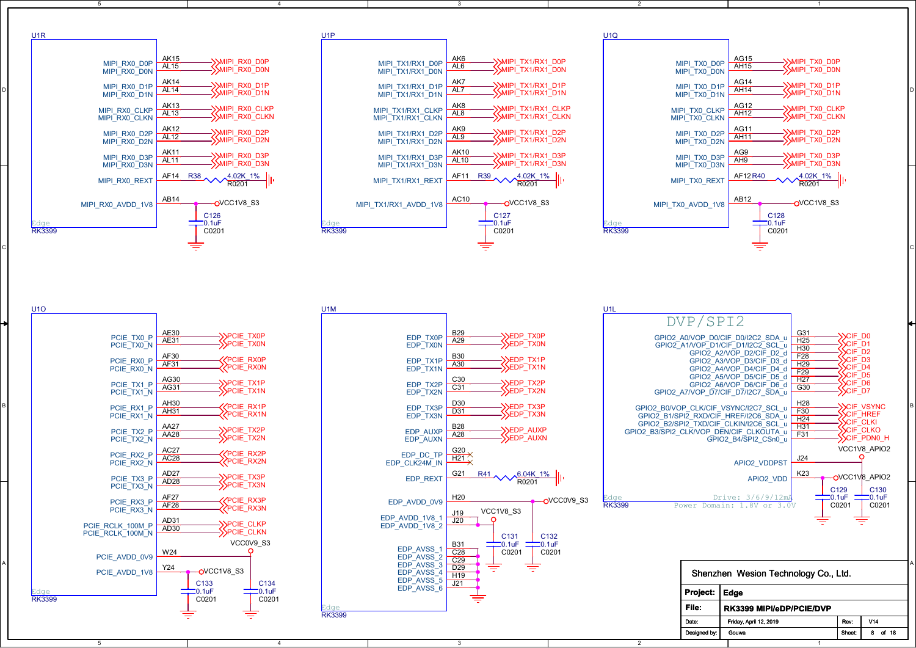## U1R (RK3399)

| Pin Name | Pin | Net |
|---|---|---|
| MIPI_RX0_D0P | AK15 | MIPI_RX0_D0P |
| MIPI_RX0_D0N | AL15 | MIPI_RX0_D0N |
| MIPI_RX0_D1P | AK14 | MIPI_RX0_D1P |
| MIPI_RX0_D1N | AL14 | MIPI_RX0_D1N |
| MIPI_RX0_CLKP | AK13 | MIPI_RX0_CLKP |
| MIPI_RX0_CLKN | AL13 | MIPI_RX0_CLKN |
| MIPI_RX0_D2P | AK12 | MIPI_RX0_D2P |
| MIPI_RX0_D2N | AL12 | MIPI_RX0_D2N |
| MIPI_RX0_D3P | AK11 | MIPI_RX0_D3P |
| MIPI_RX0_D3N | AL11 | MIPI_RX0_D3N |
| MIPI_RX0_REXT | AF14 | R38 4.02K_1% R0201 to GND |
| MIPI_RX0_AVDD_1V8 | AB14 | VCC1V8_S3 (C126 0.1uF C0201) |

## U1P (RK3399)

| Pin Name | Pin | Net |
|---|---|---|
| MIPI_TX1/RX1_D0P | AK6 | MIPI_TX1/RX1_D0P |
| MIPI_TX1/RX1_D0N | AL6 | MIPI_TX1/RX1_D0N |
| MIPI_TX1/RX1_D1P | AK7 | MIPI_TX1/RX1_D1P |
| MIPI_TX1/RX1_D1N | AL7 | MIPI_TX1/RX1_D1N |
| MIPI_TX1/RX1_CLKP | AK8 | MIPI_TX1/RX1_CLKP |
| MIPI_TX1/RX1_CLKN | AL8 | MIPI_TX1/RX1_CLKN |
| MIPI_TX1/RX1_D2P | AK9 | MIPI_TX1/RX1_D2P |
| MIPI_TX1/RX1_D2N | AL9 | MIPI_TX1/RX1_D2N |
| MIPI_TX1/RX1_D3P | AK10 | MIPI_TX1/RX1_D3P |
| MIPI_TX1/RX1_D3N | AL10 | MIPI_TX1/RX1_D3N |
| MIPI_TX1/RX1_REXT | AF11 | R39 4.02K_1% R0201 to GND |
| MIPI_TX1/RX1_AVDD_1V8 | AC10 | VCC1V8_S3 (C127 0.1uF C0201) |

## U1Q (RK3399)

| Pin Name | Pin | Net |
|---|---|---|
| MIPI_TX0_D0P | AG15 | MIPI_TX0_D0P |
| MIPI_TX0_D0N | AH15 | MIPI_TX0_D0N |
| MIPI_TX0_D1P | AG14 | MIPI_TX0_D1P |
| MIPI_TX0_D1N | AH14 | MIPI_TX0_D1N |
| MIPI_TX0_CLKP | AG12 | MIPI_TX0_CLKP |
| MIPI_TX0_CLKN | AH12 | MIPI_TX0_CLKN |
| MIPI_TX0_D2P | AG11 | MIPI_TX0_D2P |
| MIPI_TX0_D2N | AH11 | MIPI_TX0_D2N |
| MIPI_TX0_D3P | AG9 | MIPI_TX0_D3P |
| MIPI_TX0_D3N | AH9 | MIPI_TX0_D3N |
| MIPI_TX0_REXT | AF12 | R40 4.02K_1% R0201 to GND |
| MIPI_TX0_AVDD_1V8 | AB12 | VCC1V8_S3 (C128 0.1uF C0201) |

## U1O (RK3399)

| Pin Name | Pin | Net |
|---|---|---|
| PCIE_TX0_P | AE30 | PCIE_TX0P |
| PCIE_TX0_N | AE31 | PCIE_TX0N |
| PCIE_RX0_P | AF30 | PCIE_RX0P |
| PCIE_RX0_N | AF31 | PCIE_RX0N |
| PCIE_TX1_P | AG30 | PCIE_TX1P |
| PCIE_TX1_N | AG31 | PCIE_TX1N |
| PCIE_RX1_P | AH30 | PCIE_RX1P |
| PCIE_RX1_N | AH31 | PCIE_RX1N |
| PCIE_TX2_P | AA27 | PCIE_TX2P |
| PCIE_TX2_N | AA28 | PCIE_TX2N |
| PCIE_RX2_P | AC27 | PCIE_RX2P |
| PCIE_RX2_N | AC28 | PCIE_RX2N |
| PCIE_TX3_P | AD27 | PCIE_TX3P |
| PCIE_TX3_N | AD28 | PCIE_TX3N |
| PCIE_RX3_P | AF27 | PCIE_RX3P |
| PCIE_RX3_N | AF28 | PCIE_RX3N |
| PCIE_RCLK_100M_P | AD31 | PCIE_CLKP |
| PCIE_RCLK_100M_N | AD30 | PCIE_CLKN |
| PCIE_AVDD_0V9 | W24 | VCC0V9_S3 (C134 0.1uF C0201) |
| PCIE_AVDD_1V8 | Y24 | VCC1V8_S3 (C133 0.1uF C0201) |

## U1M (RK3399)

| Pin Name | Pin | Net |
|---|---|---|
| EDP_TX0P | B29 | EDP_TX0P |
| EDP_TX0N | A29 | EDP_TX0N |
| EDP_TX1P | B30 | EDP_TX1P |
| EDP_TX1N | A30 | EDP_TX1N |
| EDP_TX2P | C30 | EDP_TX2P |
| EDP_TX2N | C31 | EDP_TX2N |
| EDP_TX3P | D30 | EDP_TX3P |
| EDP_TX3N | D31 | EDP_TX3N |
| EDP_AUXP | B28 | EDP_AUXP |
| EDP_AUXN | A28 | EDP_AUXN |
| EDP_DC_TP | G20 | NC |
| EDP_CLK24M_IN | H21 | NC |
| EDP_REXT | G21 | R41 6.04K_1% R0201 to GND |
| EDP_AVDD_0V9 | H20 | VCC0V9_S3 (C132 0.1uF C0201) |
| EDP_AVDD_1V8_1 | J19 | VCC1V8_S3 (C131 0.1uF C0201) |
| EDP_AVDD_1V8_2 | J20 | VCC1V8_S3 |
| EDP_AVSS_1 | B31 | GND |
| EDP_AVSS_2 | C28 | GND |
| EDP_AVSS_3 | C29 | GND |
| EDP_AVSS_4 | D29 | GND |
| EDP_AVSS_5 | H19 | GND |
| EDP_AVSS_6 | J21 | GND |

## U1L (RK3399) — DVP/SPI2

| Pin Name | Pin | Net |
|---|---|---|
| GPIO2_A0/VOP_D0/CIF_D0/I2C2_SDA_u | G31 | CIF_D0 |
| GPIO2_A1/VOP_D1/CIF_D1/I2C2_SCL_u | H25 | CIF_D1 |
| GPIO2_A2/VOP_D2/CIF_D2_d | H30 | CIF_D2 |
| GPIO2_A3/VOP_D3/CIF_D3_d | F28 | CIF_D3 |
| GPIO2_A4/VOP_D4/CIF_D4_d | H29 | CIF_D4 |
| GPIO2_A5/VOP_D5/CIF_D5_d | F29 | CIF_D5 |
| GPIO2_A6/VOP_D6/CIF_D6_d | H27 | CIF_D6 |
| GPIO2_A7/VOP_D7/CIF_D7/I2C7_SDA_u | G30 | CIF_D7 |
| GPIO2_B0/VOP_CLK/CIF_VSYNC/I2C7_SCL_u | H28 | CIF_VSYNC |
| GPIO2_B1/SPI2_RXD/CIF_HREF/I2C6_SDA_u | F30 | CIF_HREF |
| GPIO2_B2/SPI2_TXD/CIF_CLKIN/I2C6_SCL_u | H24 | CIF_CLKI |
| GPIO2_B3/SPI2_CLK/VOP_DEN/CIF_CLKOUTA_u | H31 | CIF_CLKO |
| GPIO2_B4/SPI2_CSn0_u | F31 | CIF_PDN0_H |
| APIO2_VDDPST | J24 | VCC1V8_APIO2 (C130 0.1uF C0201) |
| APIO2_VDD | K23 | VCC1V8_APIO2 (C129 0.1uF C0201) |

Drive: 3/6/9/12mA
Power Domain: 1.8V or 3.0V

| | |
|---|---|
| Shenzhen Wesion Technology Co., Ltd. | |
| Project: | Edge |
| File: | RK3399 MIPI/eDP/PCIE/DVP |
| Date: | Friday, April 12, 2019 — Rev: V14 |
| Designed by: | Gouwa — Sheet: 8 of 18 |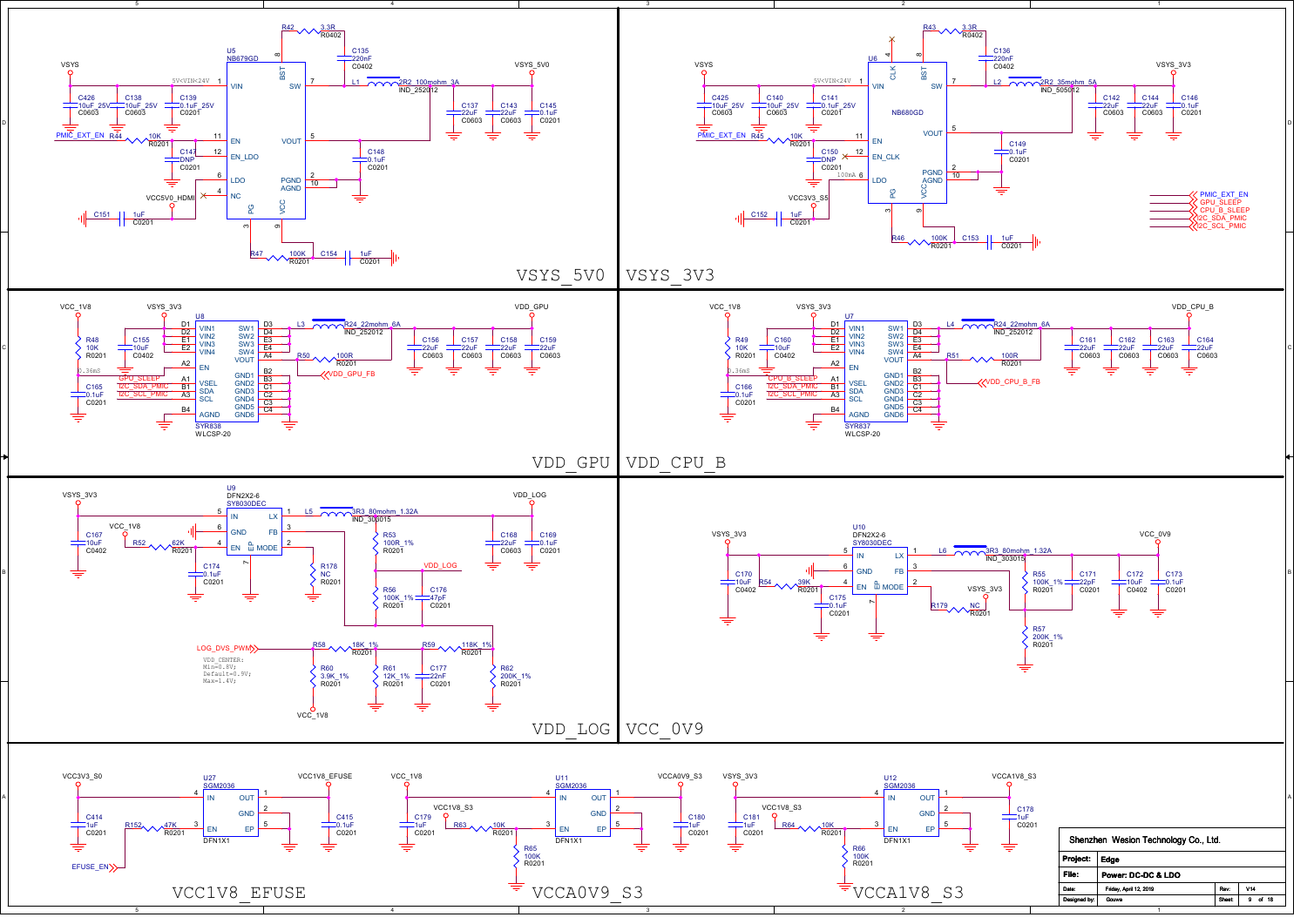## VSYS_5V0

U5 NB679GD

- VSYS → VIN (1); C426 10uF_25V C0603; C138 10uF_25V C0603; C139 0.1uF_25V C0201; 5V<VIN<24V
- PMIC_EXT_EN → R44 10K R0201 → EN (11); EN_LDO (12); C147 DNP C0201
- LDO (6); NC (4) VCC5V0_HDMI; C151 1uF C0201
- BST (8) → R42 3.3R R0402 → C135 220nF C0402 → SW (7)
- SW (7) → L1 2R2_100mohm_3A IND_252012 → VSYS_5V0; C137 22uF C0603; C143 22uF C0603; C145 0.1uF C0201
- VOUT (5); C148 0.1uF C0201
- PGND (2), AGND (10)
- PG (3) → R47 100K R0201; VCC (9) → C154 1uF C0201

## VSYS_3V3

U6 NB680GD

- VSYS → VIN (1); C425 10uF_25V C0603; C140 10uF_25V C0603; C141 0.1uF_25V C0201; 5V<VIN<24V
- PMIC_EXT_EN → R45 10K R0201 → EN (11); EN_CLK (12); C150 DNP C0201
- LDO (6) 100mA; VCC3V3_S5; C152 1uF C0201
- CLK (4); BST (8) → R43 3.3R R0402 → C136 220nF C0402 → SW (7)
- SW (7) → L2 2R2_35mohm_5A IND_505012 → VSYS_3V3; C142 22uF C0603; C144 22uF C0603; C146 0.1uF C0201
- VOUT (5); C149 0.1uF C0201
- PGND (2), AGND (10)
- PG (3) → R46 100K R0201; VCC (9) → C153 1uF C0201

PMIC_EXT_EN, GPU_SLEEP, CPU_B_SLEEP, I2C_SDA_PMIC, I2C_SCL_PMIC

## VDD_GPU

U8 SYR838 WLCSP-20

- VSYS_3V3 → VIN1 (D1), VIN2 (D2), VIN3 (E1), VIN4 (E2); C155 10uF C0402
- VCC_1V8 → R48 10K R0201 → EN (A2); C165 0.1uF C0201; 0.36mS
- GPU_SLEEP → VSEL (A1); I2C_SDA_PMIC → SDA (B1); I2C_SCL_PMIC → SCL (A3); AGND (B4)
- SW1 (D3), SW2 (D4), SW3 (E3), SW4 (E4) → L3 R24_22mohm_6A IND_252012 → VDD_GPU; C156 22uF C0603; C157 22uF C0603; C158 22uF C0603; C159 22uF C0603
- VOUT (A4) → R50 100R R0201; VDD_GPU_FB
- GND1 (B2), GND2 (B3), GND3 (C1), GND4 (C2), GND5 (C3), GND6 (C4)

## VDD_CPU_B

U7 SYR837 WLCSP-20

- VSYS_3V3 → VIN1 (D1), VIN2 (D2), VIN3 (E1), VIN4 (E2); C160 10uF C0402
- VCC_1V8 → R49 10K R0201 → EN (A2); C166 0.1uF C0201; 0.36mS
- CPU_B_SLEEP → VSEL (A1); I2C_SDA_PMIC → SDA (B1); I2C_SCL_PMIC → SCL (A3); AGND (B4)
- SW1 (D3), SW2 (D4), SW3 (E3), SW4 (E4) → L4 R24_22mohm_6A IND_252012 → VDD_CPU_B; C161 22uF C0603; C162 22uF C0603; C163 22uF C0603; C164 22uF C0603
- VOUT (A4) → R51 100R R0201; VDD_CPU_B_FB
- GND1 (B2), GND2 (B3), GND3 (C1), GND4 (C2), GND5 (C3), GND6 (C4)

## VDD_LOG

U9 DFN2X2-6 SY8030DEC

- VSYS_3V3 → IN (5); C167 10uF C0402
- GND (6); VCC_1V8 → R52 62K R0201 → EN (4); C174 0.1uF C0201; EP (7)
- LX (1) → L5 3R3_80mohm_1.32A IND_303015 → VDD_LOG; C168 22uF C0603; C169 0.1uF C0201
- FB (3); MODE (2) → R178 NC R0201
- R53 100R_1% R0201; R56 100K_1% R0201; C176 47pF C0201; VDD_LOG
- LOG_DVS_PWM → R58 18K_1% R0201 → R59 118K_1% R0201; R60 3.9K_1% R0201 → VCC_1V8; R61 12K_1% R0201; C177 22nF C0201; R62 200K_1% R0201

VDD_CENTER:
Min=0.8V;
Default=0.9V;
Max=1.4V;

## VCC_0V9

U10 DFN2X2-6 SY8030DEC

- VSYS_3V3 → IN (5); C170 10uF C0402
- GND (6); R54 39K R0201 → EN (4); C175 0.1uF C0201; EP (7)
- LX (1) → L6 3R3_80mohm_1.32A IND_303015 → VCC_0V9; C171 22pF C0201; C172 10uF C0402; C173 0.1uF C0201
- FB (3) → R55 100K_1% R0201; R57 200K_1% R0201
- MODE (2) → R179 NC R0201 → VSYS_3V3

## VCC1V8_EFUSE

U27 SGM2036 DFN1X1

- VCC3V3_S0 → IN (4); C414 1uF C0201
- EFUSE_EN → R152 47K R0201 → EN (3)
- OUT (1) → VCC1V8_EFUSE; C415 0.1uF C0201
- GND (2); EP (5)

## VCCA0V9_S3

U11 SGM2036 DFN1X1

- VCC_1V8 → IN (4); C179 1uF C0201
- VCC1V8_S3 → R63 10K R0201 → EN (3); R65 100K R0201
- OUT (1) → VCCA0V9_S3; C180 1uF C0201
- GND (2); EP (5)

## VCCA1V8_S3

U12 SGM2036 DFN1X1

- VSYS_3V3 → IN (4); C181 1uF C0201
- VCC1V8_S3 → R64 10K R0201 → EN (3); R66 100K R0201
- OUT (1) → VCCA1V8_S3; C178 1uF C0201
- GND (2); EP (5)

| Shenzhen Wesion Technology Co., Ltd. | | | |
|---|---|---|---|
| Project: | Edge | | |
| File: | Power: DC-DC & LDO | | |
| Date: | Friday, April 12, 2019 | Rev: | V14 |
| Designed by: | Gouwa | Sheet | 9 of 18 |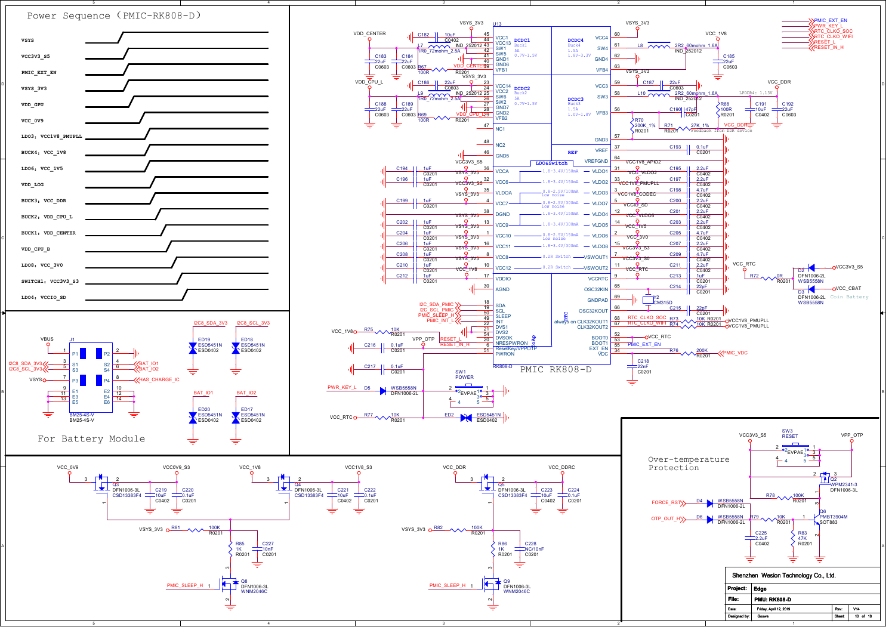## Power Sequence (PMIC-RK808-D)

- VSYS
- VCC3V3_S5
- PMIC_EXT_EN
- VSYS_3V3
- VDD_GPU
- VCC_0V9
- LDO3: VCC1V8_PMUPLL
- BUCK4: VCC_1V8
- LDO6: VCC_1V5
- VDD_LOG
- BUCK3: VCC_DDR
- BUCK2: VDD_CPU_L
- BUCK1: VDD_CENTER
- VDD_CPU_B
- LDO8: VCC_3V0
- SWITCH1: VCC3V3_S3
- LDO4: VCCIO_SD

## PMIC RK808-D

U13 RK808-D

- DCDC1 Buck1 5A 0.7V-1.5V (VDD_CENTER, L7 1R0_72mohm_2.5A IND_252012, C182 10uF C0402, C183 22uF C0603, C184 22uF C0603, R67 100R R0201)
- DCDC2 Buck2 5A 0.7V-1.5V (VDD_CPU_L, L9 1R0_72mohm_2.5A IND_252012, C186 22uF C0603, C188 22uF C0603, C189 22uF C0603, R69 100R R0201)
- DCDC4 Buck4 1.5A 1.8V-3.3V (VCC_1V8, L8 2R2_80mohm_1.6A IND_252012, C185 22uF C0603)
- DCDC3 Buck3 1.5A 1.0V-1.8V (VCC_DDR, L10 2R2_80mohm_1.6A IND_252012, C187 22uF C0603, C190 47pF C0201, C191 10uF C0402, C192 22uF C0603, R68 100R R0201, R70 200K_1% R0201, R71 27K_1% R0201, LPDDR4: 1.13V, Feedback from DDR device)
- LDO&Switch:
  - VLDO1 1.8-3.4V/150mA — VCC1V8_APIO2 (C195 2.2uF C0402)
  - VLDO2 1.8-3.4V/150mA — VCC_VLDO2 (C197 2.2uF C0402)
  - VLDO3 0.8-2.5V/100mA low noise — VCC1V8_PMUPLL (C198 4.7uF C0402)
  - VLDO7 0.8-2.5V/300mA low noise — VCC1V8_CODEC (C200 2.2uF C0402)
  - VLDO4 1.8-3.4V/150mA — VCCIO_SD (C201 2.2uF C0402)
  - VLDO5 1.8-3.4V/300mA — VCC_VLDO5 (C203 2.2uF C0402)
  - VLDO6 0.8-2.5V/150mA low noise — VCC_1V5 (C205 4.7uF C0402)
  - VLDO8 1.8-3.4V/300mA — VCC_3V0 (C207 2.2uF C0402)
  - VSWOUT1 0.2R Switch — VCC3V3_S3 (C209 4.7uF C0402)
  - VSWOUT2 0.2R Switch — VCC3V3_S0 (C211 2.2uF C0402)
  - VCCRTC — VCC_RTC (C213 1uF C0201)
- Inputs: VCCA, VCC6, VLDOA, VCC7, DGND, VCC9, VCC10, VCC11, VCC8, VCC12, VDDIO, AGND (C194, C196, C199, C202, C204, C206, C208, C210, C212 1uF C0201)
- REF: VREF (C193 0.1uF C0201), VREFGND
- OSC32KIN / OSC32KOUT: Y2 CM315D, C214 22pF C0201, C215 22pF C0201
- CLK32KOUT1 / CLK32KOUT2 (always on): RTC_CLKO_SOC (R73 10K R0201, VCC1V8_PMUPLL), RTC_CLKO_WIFI (R74 10K R0201, VCC1V8_PMUPLL)
- BOOT0 (VCC_RTC), BOOT1, EXT_EN (PMIC_EXT_EN), VDC (R76 200K R0201, PMIC_VDC, C218 22nF C0201)
- SDA (I2C_SDA_PMIC), SCL (I2C_SCL_PMIC), SLEEP (PMIC_SLEEP_H), INT (PMIC_INT_L), DVS1, DVS2, DVSOK, NRESPWRON (RESET_L), ResetKey/VPPOTP (RESET_IN_H), PWRON
- VCC_1V8 — R75 10K R0201; VPP_OTP; C216 0.1uF C0201; C217 0.1uF C0201
- PWR_KEY_L — D5 WSB5558N DFN1006-2L; SW1 POWER EVPAE; VCC_RTC — R77 10K R0201; ED2 ESD5451N ESD0402
- Signals: PMIC_EXT_EN, PWR_KEY_L, RTC_CLKO_SOC, RTC_CLKO_WIFI, RESET_L, RESET_IN_H
- VCC_RTC: R72 0R R0201; D2 DFN1006-2L WSB5558N (VCC3V3_S5); D3 DFN1006-2L WSB5558N (VCC_CBAT, Coin Battery)

## For Battery Module

J1 BM25-4S-V: P1 VBUS, S1 I2C8_SDA_3V3, S3 I2C8_SCL_3V3, P3 VSYS, E1–E6, P2, S2 BAT_IO1, S4 BAT_IO2, P4 HAS_CHARGE_IC

ED19 ESD5451N ESD0402 (I2C8_SDA_3V3), ED18 ESD5451N ESD0402 (I2C8_SCL_3V3), ED20 ESD5451N ESD0402 (BAT_IO1), ED17 ESD5451N ESD0402 (BAT_IO2)

## Load Switches

- VCC_0V9 → VCC0V9_S3: Q3 DFN1006-3L CSD13383F4, C219 10uF C0402, C220 0.1uF C0201
- VCC_1V8 → VCC1V8_S3: Q4 DFN1006-3L CSD13383F4, C221 10uF C0402, C222 0.1uF C0201
- VSYS_3V3: R81 100K R0201, R85 1K R0201, C227 10nF C0201, Q8 DFN1006-3L WNM2046C (PMIC_SLEEP_H)
- VCC_DDR → VCC_DDRC: Q5 DFN1006-3L CSD13383F4, C223 10uF C0402, C224 0.1uF C0201
- VSYS_3V3: R82 100K R0201, R86 1K R0201, C228 NC/10nF C0201, Q9 DFN1006-3L WNM2046C (PMIC_SLEEP_H)

## Over-temperature Protection

VCC3V3_S5, SW3 RESET EVPAE, VPP_OTP, Q2 WPM2341-3 DFN1006-3L, R78 100K R0201, FORCE_RST — D4 WSB5558N DFN1006-2L, OTP_OUT_H — D6 WSB5558N DFN1006-2L, R79 10K R0201, Q6 PMBT3904M SOT883, C225 2.2uF C0402, R83 47K R0201

| Shenzhen Wesion Technology Co., Ltd. | | | |
|---|---|---|---|
| Project: | Edge | | |
| File: | PMU: RK808-D | Rev: | V14 |
| Date: | Friday, April 12, 2019 | Sheet | 10 of 18 |
| Designed by: | Gouwa | | |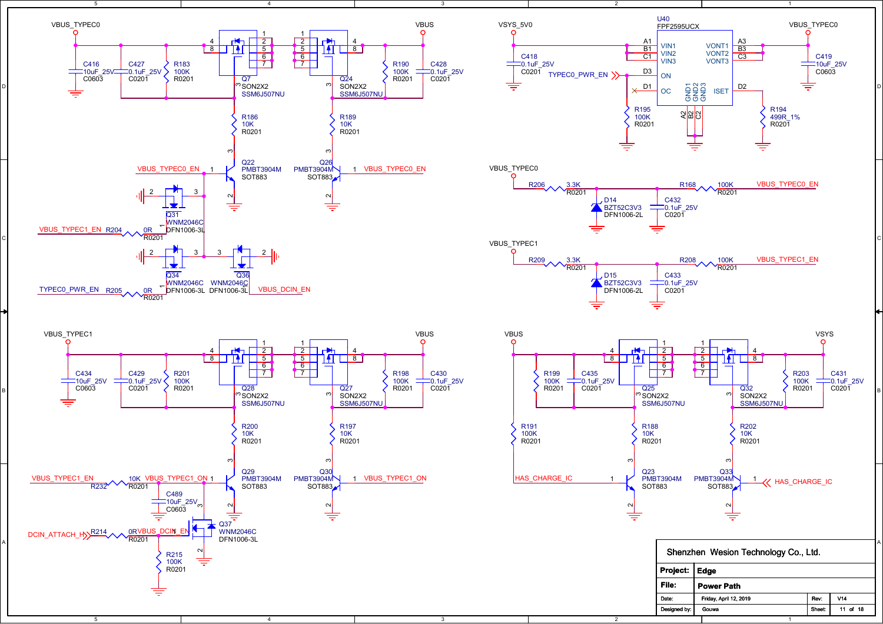VBUS_TYPEC0

C416 10uF_25V C0603

C427 0.1uF_25V C0201

R183 100K R0201

Q7 SON2X2 SSM6J507NU

Q24 SON2X2 SSM6J507NU

VBUS

R190 100K R0201

C428 0.1uF_25V C0201

R186 10K R0201

R189 10K R0201

VBUS_TYPEC0_EN

Q22 PMBT3904M SOT883

Q26 PMBT3904M SOT883

VBUS_TYPEC0_EN

Q31 WNM2046C DFN1006-3L

VBUS_TYPEC1_EN R204 0R R0201

Q34 WNM2046C DFN1006-3L

Q36 WNM2046C DFN1006-3L

VBUS_DCIN_EN

TYPEC0_PWR_EN R205 0R R0201

VSYS_5V0

C418 0.1uF_25V C0201

TYPEC0_PWR_EN

R195 100K R0201

U40 FPF2595UCX

A1 B1 C1 VIN1 VIN2 VIN3

D3 ON

D1 OC

GND1 GND2 GND3

A2 B2 C2

VONT1 VONT2 VONT3 A3 B3 C3

ISET D2

R194 499R_1% R0201

VBUS_TYPEC0

C419 10uF_25V C0603

VBUS_TYPEC0

R206 3.3K R0201

R168 100K R0201

VBUS_TYPEC0_EN

D14 BZT52C3V3 DFN1006-2L

C432 0.1uF_25V C0201

VBUS_TYPEC1

R209 3.3K R0201

R208 100K R0201

VBUS_TYPEC1_EN

D15 BZT52C3V3 DFN1006-2L

C433 0.1uF_25V C0201

VBUS_TYPEC1

C434 10uF_25V C0603

C429 0.1uF_25V C0201

R201 100K R0201

Q28 SON2X2 SSM6J507NU

Q27 SON2X2 SSM6J507NU

VBUS

R198 100K R0201

C430 0.1uF_25V C0201

R200 10K R0201

R197 10K R0201

VBUS_TYPEC1_EN R232 10K R0201 VBUS_TYPEC1_ON

Q29 PMBT3904M SOT883

Q30 PMBT3904M SOT883

VBUS_TYPEC1_ON

C489 10uF_25V C0603

DCIN_ATTACH_H R214 0R R0201 VBUS_DCIN_EN

Q37 WNM2046C DFN1006-3L

R215 100K R0201

VBUS

R199 100K R0201

C435 0.1uF_25V C0201

Q25 SON2X2 SSM6J507NU

Q32 SON2X2 SSM6J507NU

VSYS

R203 100K R0201

C431 0.1uF_25V C0201

R191 100K R0201

R188 10K R0201

R202 10K R0201

HAS_CHARGE_IC

Q23 PMBT3904M SOT883

Q33 PMBT3904M SOT883

HAS_CHARGE_IC

| Shenzhen Wesion Technology Co., Ltd. | | | |
|---|---|---|---|
| Project: | Edge | | |
| File: | Power Path | | |
| Date: | Friday, April 12, 2019 | Rev: | V14 |
| Designed by: | Gouwa | Sheet: | 11 of 18 |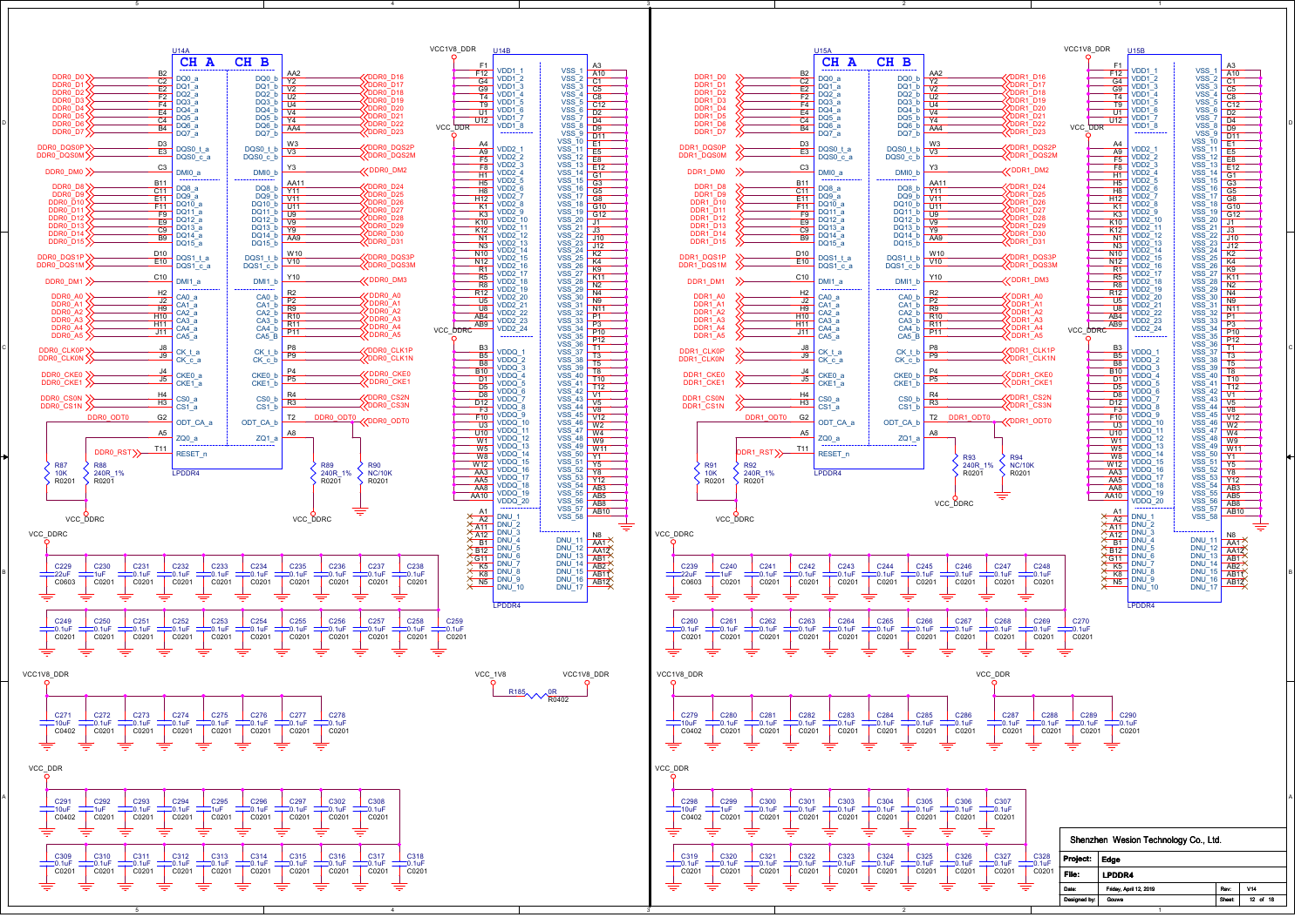# LPDDR4 Schematic

## Channel DDR0 (U14A / U14B)

**U14A — LPDDR4**

| Net | Pin | Signal (CH A) | Signal (CH B) | Pin | Net |
|---|---|---|---|---|---|
| DDR0_D0 | B2 | DQ0_a | DQ0_b | AA2 | DDR0_D16 |
| DDR0_D1 | C2 | DQ1_a | DQ1_b | Y2 | DDR0_D17 |
| DDR0_D2 | E2 | DQ2_a | DQ2_b | U2 | DDR0_D18 |
| DDR0_D3 | F2 | DQ3_a | DQ3_b | T2 | DDR0_D19 |
| DDR0_D4 | F4 | DQ4_a | DQ4_b | U4 | DDR0_D20 |
| DDR0_D5 | E4 | DQ5_a | DQ5_b | V4 | DDR0_D21 |
| DDR0_D6 | C4 | DQ6_a | DQ6_b | Y4 | DDR0_D22 |
| DDR0_D7 | B4 | DQ7_a | DQ7_b | AA4 | DDR0_D23 |
| DDR0_DQS0P | D3 | DQS0_t_a | DQS0_t_b | W3 | DDR0_DQS2P |
| DDR0_DQS0M | E3 | DQS0_c_a | DQS0_c_b | V3 | DDR0_DQS2M |
| DDR0_DM0 | C3 | DMI0_a | DMI0_b | Y3 | DDR0_DM2 |
| DDR0_D8 | B11 | DQ8_a | DQ8_b | AA11 | DDR0_D24 |
| DDR0_D9 | C11 | DQ9_a | DQ9_b | Y11 | DDR0_D25 |
| DDR0_D10 | E11 | DQ10_a | DQ10_b | V11 | DDR0_D26 |
| DDR0_D11 | F11 | DQ11_a | DQ11_b | U11 | DDR0_D27 |
| DDR0_D12 | F9 | DQ12_a | DQ12_b | U9 | DDR0_D28 |
| DDR0_D13 | E9 | DQ13_a | DQ13_b | V9 | DDR0_D29 |
| DDR0_D14 | C9 | DQ14_a | DQ14_b | Y9 | DDR0_D30 |
| DDR0_D15 | B9 | DQ15_a | DQ15_b | AA9 | DDR0_D31 |
| DDR0_DQS1P | D10 | DQS1_t_a | DQS1_t_b | W10 | DDR0_DQS3P |
| DDR0_DQS1M | E10 | DQS1_c_a | DQS1_c_b | V10 | DDR0_DQS3M |
| DDR0_DM1 | C10 | DMI1_a | DMI1_b | Y10 | DDR0_DM3 |
| DDR0_A0 | H2 | CA0_a | CA0_b | R2 | DDR0_A0 |
| DDR0_A1 | J2 | CA1_a | CA1_b | P2 | DDR0_A1 |
| DDR0_A2 | H9 | CA2_a | CA2_b | R9 | DDR0_A2 |
| DDR0_A3 | H10 | CA3_a | CA3_b | R10 | DDR0_A3 |
| DDR0_A4 | H11 | CA4_a | CA4_b | R11 | DDR0_A4 |
| DDR0_A5 | J11 | CA5_a | CA5_b | P11 | DDR0_A5 |
| DDR0_CLK0P | J8 | CK_t_a | CK_t_b | P8 | DDR0_CLK1P |
| DDR0_CLK0N | J9 | CK_c_a | CK_c_b | P9 | DDR0_CLK1N |
| DDR0_CKE0 | J4 | CKE0_a | CKE0_b | P4 | DDR0_CKE0 |
| DDR0_CKE1 | J5 | CKE1_a | CKE1_b | P5 | DDR0_CKE1 |
| DDR0_CS0N | H4 | CS0_a | CS0_b | R4 | DDR0_CS2N |
| DDR0_CS1N | H3 | CS1_a | CS1_b | R3 | DDR0_CS3N |
| DDR0_ODT0 | G2 | ODT_CA_a | ODT_CA_b | T2 | DDR0_ODT0 |
| | A5 | ZQ0_a | ZQ1_a | A8 | |
| DDR0_RST | T11 | RESET_n | | | |

Resistors: R87 10K R0201; R88 240R_1% R0201; R89 240R_1% R0201; R90 NC/10K R0201 (to VCC_DDRC).

**U14B — LPDDR4 (Power)**

VCC1V8_DDR: VDD1_1…VDD1_8 (F1, F12, G4, G9, T4, T9, U1, U12)

VCC_DDR: VDD2_1…VDD2_24 (A4, A9, F5, F8, H1, H5, H8, H12, K1, K3, K10, K12, N1, N3, N10, N12, R1, R5, R8, R12, U5, U8, AB4, AB9)

VCC_DDRC: VDDQ_1…VDDQ_20 (B3, B5, B8, B10, D1, D5, D8, D12, F3, F10, U3, U10, W1, W5, W8, W12, AA3, AA5, AA8, AA10)

VSS_1…VSS_58 (A3, A10, C1, C5, C8, C12, D2, D4, D9, D11, E1, E5, E8, E12, G1, G3, G5, G8, G10, G12, J1, J3, J10, J12, K2, K4, K9, K11, N2, N4, N9, N11, P1, P3, P10, P12, T1, T3, T5, T8, T10, T12, V1, V5, V8, V12, U3, W2, W4, W9, W11, Y1, Y5, Y8, Y12, AB3, AB5, AB8, AB10)

DNU_1…DNU_17 (A1, A2, A11, A12, B1, B12, G11, K5, K8, N5, N8, AA1, AA12, AB1, AB2, AB11, AB12)

Decoupling (VCC_DDRC): C229 22uF C0603; C230 1uF C0201; C231–C238 0.1uF C0201; C249–C259 0.1uF C0201.

Decoupling (VCC1V8_DDR): C271 10uF C0402; C272–C278 0.1uF C0201.

VCC_1V8 — R185 0R R0402 — VCC1V8_DDR

Decoupling (VCC_DDR): C291 10uF C0402; C292 1uF; C293 0.1uF; C294 0.1uF; C295 1uF; C296, C297, C302, C308 0.1uF C0201; C309–C318 0.1uF C0201.

## Channel DDR1 (U15A / U15B)

**U15A — LPDDR4**: Same pinout as U14A with DDR1_ nets (DDR1_D0–DDR1_D31, DDR1_DQS0P/M–DDR1_DQS3P/M, DDR1_DM0–DDR1_DM3, DDR1_A0–DDR1_A5, DDR1_CLK0P/N, DDR1_CLK1P/N, DDR1_CKE0, DDR1_CKE1, DDR1_CS0N, DDR1_CS1N, DDR1_CS2N, DDR1_CS3N, DDR1_ODT0, DDR1_RST).

Resistors: R91 10K R0201; R92 240R_1% R0201; R93 240R_1% R0201; R94 NC/10K R0201 (to VCC_DDRC).

**U15B — LPDDR4 (Power)**: Same as U14B.

Decoupling (VCC_DDRC): C239 22uF C0603; C240 1uF C0201; C241–C248 0.1uF C0201; C260–C270 0.1uF C0201.

Decoupling (VCC1V8_DDR): C279 10uF C0402; C280–C286 0.1uF C0201.

Decoupling (VCC_DDR): C287–C290 0.1uF C0201; C298 10uF C0402; C299 1uF; C300, C301, C303, C304, C305, C306, C307 0.1uF C0201; C319–C328 0.1uF C0201.

| Shenzhen Wesion Technology Co., Ltd. | | | |
|---|---|---|---|
| Project: | Edge | | |
| File: | LPDDR4 | | |
| Date: | Friday, April 12, 2019 | Rev: | V14 |
| Designed by: | Gouwa | Sheet | 12 of 18 |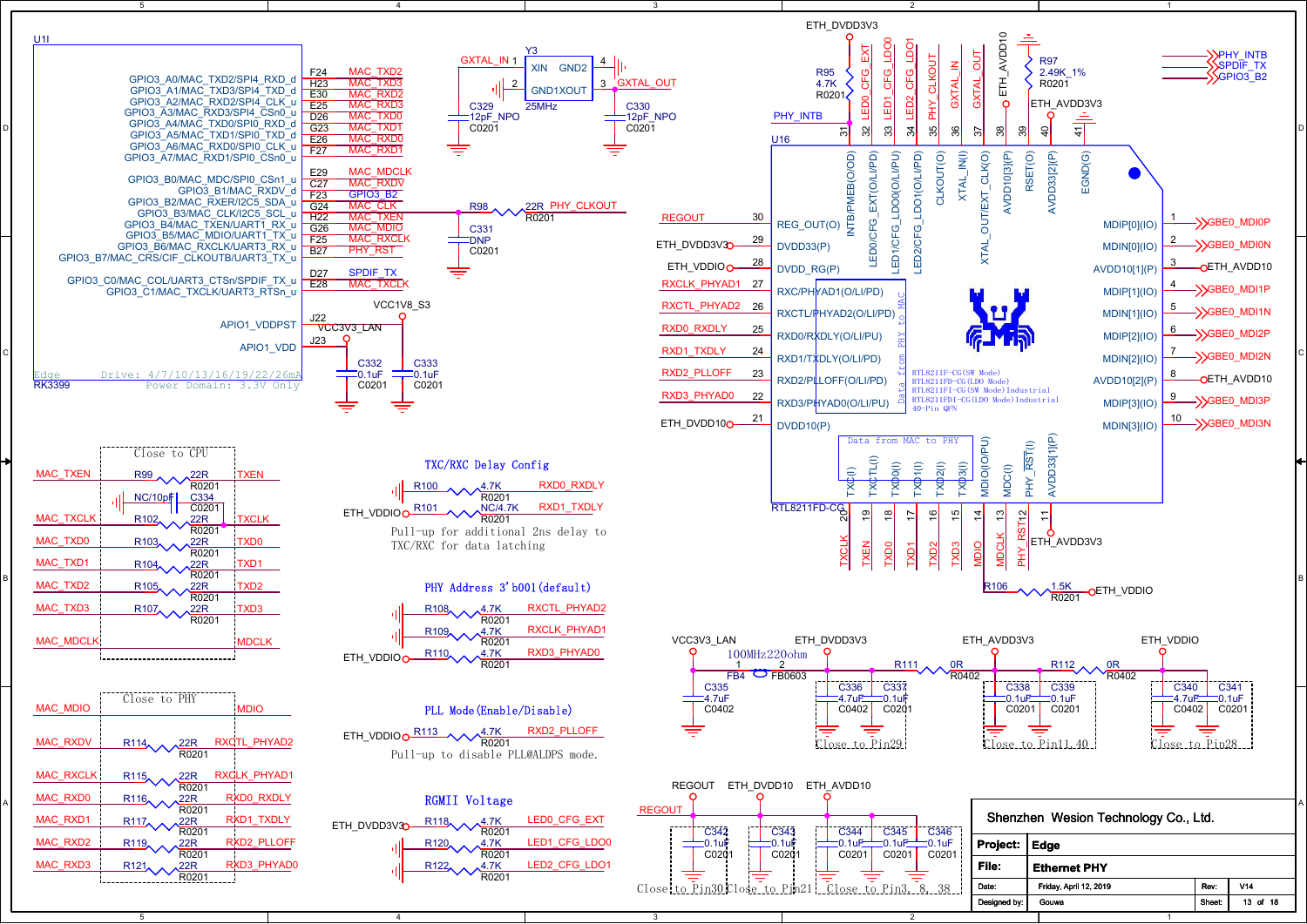## U1I — RK3399 (Edge, Drive: 4/7/10/13/16/19/22/26mA, Power Domain: 3.3V Only)

| Pin | Function | Net |
|---|---|---|
| F24 | GPIO3_A0/MAC_TXD2/SPI4_RXD_d | MAC_TXD2 |
| H23 | GPIO3_A1/MAC_TXD3/SPI4_TXD_d | MAC_TXD3 |
| E30 | GPIO3_A2/MAC_RXD2/SPI4_CLK_u | MAC_RXD2 |
| E25 | GPIO3_A3/MAC_RXD3/SPI4_CSn0_u | MAC_RXD3 |
| D26 | GPIO3_A4/MAC_TXD0/SPI0_RXD_d | MAC_TXD0 |
| G23 | GPIO3_A5/MAC_TXD1/SPI0_TXD_d | MAC_TXD1 |
| E26 | GPIO3_A6/MAC_RXD0/SPI0_CLK_u | MAC_RXD0 |
| F27 | GPIO3_A7/MAC_RXD1/SPI0_CSn0_u | MAC_RXD1 |
| E29 | GPIO3_B0/MAC_MDC/SPI0_CSn1_u | MAC_MDCLK |
| C27 | GPIO3_B1/MAC_RXDV_d | MAC_RXDV |
| F23 | GPIO3_B2/MAC_RXER/I2C5_SDA_u | GPIO3_B2 |
| G24 | GPIO3_B3/MAC_CLK/I2C5_SCL_u | MAC_CLK |
| H22 | GPIO3_B4/MAC_TXEN/UART1_RX_u | MAC_TXEN |
| G26 | GPIO3_B5/MAC_MDIO/UART1_TX_u | MAC_MDIO |
| F25 | GPIO3_B6/MAC_RXCLK/UART3_RX_u | MAC_RXCLK |
| B27 | GPIO3_B7/MAC_CRS/CIF_CLKOUTB/UART3_TX_u | PHY_RST |
| D27 | GPIO3_C0/MAC_COL/UART3_CTSn/SPDIF_TX_u | SPDIF_TX |
| E28 | GPIO3_C1/MAC_TXCLK/UART3_RTSn_u | MAC_TXCLK |
| J22 | APIO1_VDDPST | VCC3V3_LAN |
| J23 | APIO1_VDD | VCC1V8_S3 |

MAC_CLK — R98 22R R0201 — PHY_CLKOUT; C331 DNP C0201 to GND.
C332 0.1uF C0201, C333 0.1uF C0201.

## Crystal Y3 (25MHz)
GXTAL_IN (pin 1 XIN), GXTAL_OUT (pin 3 GND1XOUT), pins 2, 4 GND. C329 12pF_NPO C0201, C330 12pF_NPO C0201.

## U16 — RTL8211FD-CG

| Pin | Function | Net |
|---|---|---|
| 31 | INTB/PMEB(O/OD) | PHY_INTB (R95 4.7K R0201 to ETH_DVDD3V3) |
| 32 | LED0/CFG_EXT(O/LI/PD) | LED0_CFG_EXT |
| 33 | LED1/CFG_LDO0(O/LI/PU) | LED1_CFG_LDO0 |
| 34 | LED2/CFG_LDO1(O/LI/PD) | LED2_CFG_LDO1 |
| 35 | CLKOUT(O) | PHY_CLKOUT |
| 36 | XTAL_IN(I) | GXTAL_IN |
| 37 | XTAL_OUT/EXT_CLK(O) | GXTAL_OUT |
| 38 | AVDD10[3](P) | ETH_AVDD10 |
| 39 | RSET(O) | R97 2.49K_1% R0201 |
| 40 | AVDD33[2](P) | ETH_AVDD3V3 |
| 41 | EGND(G) | GND |
| 30 | REG_OUT(O) | REGOUT |
| 29 | DVDD33(P) | ETH_DVDD3V3 |
| 28 | DVDD_RG(P) | ETH_VDDIO |
| 27 | RXC/PHYAD1(O/LI/PD) | RXCLK_PHYAD1 |
| 26 | RXCTL/PHYAD2(O/LI/PD) | RXCTL_PHYAD2 |
| 25 | RXD0/RXDLY(O/LI/PU) | RXD0_RXDLY |
| 24 | RXD1/TXDLY(O/LI/PD) | RXD1_TXDLY |
| 23 | RXD2/PLLOFF(O/LI/PD) | RXD2_PLLOFF |
| 22 | RXD3/PHYAD0(O/LI/PU) | RXD3_PHYAD0 |
| 21 | DVDD10(P) | ETH_DVDD10 |
| 1 | MDIP[0](IO) | GBE0_MDI0P |
| 2 | MDIN[0](IO) | GBE0_MDI0N |
| 3 | AVDD10[1](P) | ETH_AVDD10 |
| 4 | MDIP[1](IO) | GBE0_MDI1P |
| 5 | MDIN[1](IO) | GBE0_MDI1N |
| 6 | MDIP[2](IO) | GBE0_MDI2P |
| 7 | MDIN[2](IO) | GBE0_MDI2N |
| 8 | AVDD10[2](P) | ETH_AVDD10 |
| 9 | MDIP[3](IO) | GBE0_MDI3P |
| 10 | MDIN[3](IO) | GBE0_MDI3N |
| 20 | TXC(I) | TXCLK |
| 19 | TXCTL(I) | TXEN |
| 18 | TXD0(I) | TXD0 |
| 17 | TXD1(I) | TXD1 |
| 16 | TXD2(I) | TXD2 |
| 15 | TXD3(I) | TXD3 |
| 14 | MDIO(IO/PU) | MDIO |
| 13 | MDC(I) | MDCLK |
| 12 | PHY_RST(I) | PHY_RST (R106 1.5K R0201 to ETH_VDDIO) |
| 11 | AVDD33[1](P) | ETH_AVDD3V3 |

Data from PHY to MAC / Data from MAC to PHY

RTL8211F-CG(SW Mode)
RTL8211FD-CG(LDO Mode)
RTL8211FI-CG(SW Mode)Industrial
RTL8211FDI-CG(LDO Mode)Industrial
40-Pin QFN

Off-page: PHY_INTB, SPDIF_TX, GPIO3_B2

## Close to CPU
- MAC_TXEN — R99 22R R0201 — TXEN
- MAC_TXCLK — R102 22R R0201 — TXCLK (C334 NC/10pF C0201)
- MAC_TXD0 — R103 22R R0201 — TXD0
- MAC_TXD1 — R104 22R R0201 — TXD1
- MAC_TXD2 — R105 22R R0201 — TXD2
- MAC_TXD3 — R107 22R R0201 — TXD3
- MAC_MDCLK — MDCLK

## Close to PHY
- MAC_MDIO — MDIO
- MAC_RXDV — R114 22R R0201 — RXCTL_PHYAD2
- MAC_RXCLK — R115 22R R0201 — RXCLK_PHYAD1
- MAC_RXD0 — R116 22R R0201 — RXD0_RXDLY
- MAC_RXD1 — R117 22R R0201 — RXD1_TXDLY
- MAC_RXD2 — R119 22R R0201 — RXD2_PLLOFF
- MAC_RXD3 — R121 22R R0201 — RXD3_PHYAD0

## TXC/RXC Delay Config
- R100 4.7K R0201 — RXD0_RXDLY (to GND)
- R101 NC/4.7K R0201 — RXD1_TXDLY (ETH_VDDIO)

Pull-up for additional 2ns delay to TXC/RXC for data latching

## PHY Address 3'b001(default)
- R108 4.7K R0201 — RXCTL_PHYAD2
- R109 4.7K R0201 — RXCLK_PHYAD1
- R110 4.7K R0201 — RXD3_PHYAD0 (ETH_VDDIO)

## PLL Mode(Enable/Disable)
- ETH_VDDIO — R113 4.7K R0201 — RXD2_PLLOFF

Pull-up to disable PLL@ALDPS mode.

## RGMII Voltage
- ETH_DVDD3V3 — R118 4.7K R0201 — LED0_CFG_EXT
- R120 4.7K R0201 — LED1_CFG_LDO0
- R122 4.7K R0201 — LED2_CFG_LDO1

## Power
VCC3V3_LAN — FB4 100MHz220ohm FB0603 — ETH_DVDD3V3 — R111 0R R0402 — ETH_AVDD3V3 — R112 0R R0402 — ETH_VDDIO

- C335 4.7uF C0402
- C336 4.7uF C0402, C337 0.1uF C0201 — Close to Pin29
- C338 0.1uF C0201, C339 0.1uF C0201 — Close to Pin11,40
- C340 4.7uF C0402, C341 0.1uF C0201 — Close to Pin28
- REGOUT: C342 0.1uF C0201 — Close to Pin30
- ETH_DVDD10: C343 0.1uF C0201 — Close to Pin21
- ETH_AVDD10: C344 0.1uF C0201, C345 0.1uF C0201, C346 0.1uF C0201 — Close to Pin3, 8, 38

| | |
|---|---|
| Shenzhen Wesion Technology Co., Ltd. | |
| Project: | Edge |
| File: | Ethernet PHY |
| Date: | Friday, April 12, 2019 |
| Rev: | V14 |
| Designed by: | Gouwa |
| Sheet: | 13 of 18 |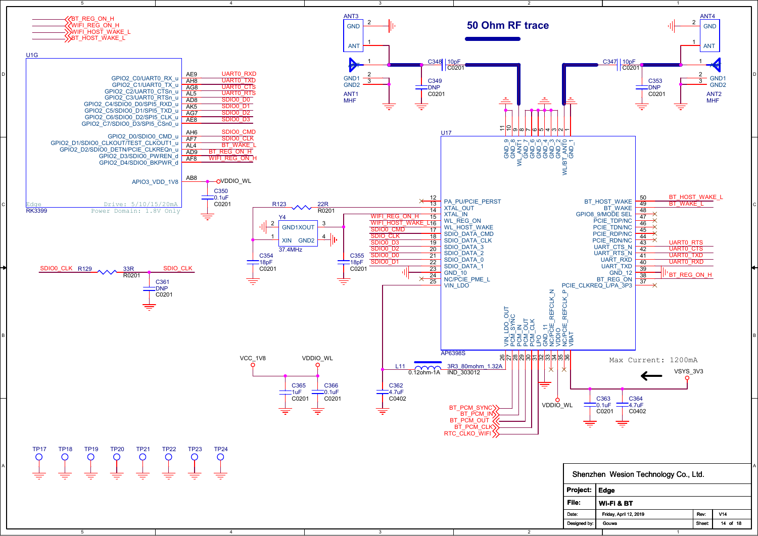## 50 Ohm RF trace

**Net labels:** BT_REG_ON_H, WIFI_REG_ON_H, WIFI_HOST_WAKE_L, BT_HOST_WAKE_L

### U1G (RK3399)

| Pin | Signal | Net |
|---|---|---|
| AE9 | GPIO2_C0/UART0_RX_u | UART0_RXD |
| AH8 | GPIO2_C1/UART0_TX_u | UART0_TXD |
| AG8 | GPIO2_C2/UART0_CTSn_u | UART0_CTS |
| AL5 | GPIO2_C3/UART0_RTSn_u | UART0_RTS |
| AD8 | GPIO2_C4/SDIO0_D0/SPI5_RXD_u | SDIO0_D0 |
| AK5 | GPIO2_C5/SDIO0_D1/SPI5_TXD_u | SDIO0_D1 |
| AG7 | GPIO2_C6/SDIO0_D2/SPI5_CLK_u | SDIO0_D2 |
| AE8 | GPIO2_C7/SDIO0_D3/SPI5_CSn0_u | SDIO0_D3 |
| AH6 | GPIO2_D0/SDIO0_CMD_u | SDIO0_CMD |
| AF7 | GPIO2_D1/SDIO0_CLKOUT/TEST_CLKOUT1_u | SDIO0_CLK |
| AL4 | GPIO2_D2/SDIO0_DETN/PCIE_CLKREQn_u | BT_WAKE_L |
| AD9 | GPIO2_D3/SDIO0_PWREN_d | BT_REG_ON_H |
| AF8 | GPIO2_D4/SDIO0_BKPWR_d | WIFI_REG_ON_H |
| AB8 | APIO3_VDD_1V8 | VDDIO_WL |

Edge — Drive: 5/10/15/20mA — Power Domain: 1.8V Only

C350 0.1uF C0201

### Antennas
- ANT3 (GND 2, ANT 1); ANT1 MHF (1, GND1 2, GND2 3); C348 10pF C0201; C349 DNP C0201
- ANT4 (GND 2, ANT 1); ANT2 MHF (1, GND1 2, GND2 3); C347 10pF C0201; C353 DNP C0201

### Crystal
Y4 37.4MHz (GND1XOUT 2/3, XIN 1, GND2 4); R123 22R R0201; C354 18pF C0201; C355 18pF C0201

SDIO0_CLK — R129 33R R0201 — SDIO_CLK; C361 DNP C0201

### U17 (AP6398S)

| Pin | Signal | Net |
|---|---|---|
| 1 | GND_1 | |
| 2 | WL/BT_ANT0 | |
| 3 | GND_2 | |
| 4 | GND_3 | |
| 5 | GND_4 | |
| 6 | GND_5 | |
| 7 | GND_6 | |
| 8 | WL_ANT1 | |
| 9 | GND_7 | |
| 10 | GND_8 | |
| 11 | GND_9 | |
| 12 | PA_PU/PCIE_PERST | NC |
| 13 | XTAL_OUT | |
| 14 | XTAL_IN | |
| 15 | WL_REG_ON | WIFI_REG_ON_H |
| 16 | WL_HOST_WAKE | WIFI_HOST_WAKE_L |
| 17 | SDIO_DATA_CMD | SDIO0_CMD |
| 18 | SDIO_DATA_CLK | SDIO_CLK |
| 19 | SDIO_DATA_3 | SDIO0_D3 |
| 20 | SDIO_DATA_2 | SDIO0_D2 |
| 21 | SDIO_DATA_0 | SDIO0_D0 |
| 22 | SDIO_DATA_1 | SDIO0_D1 |
| 23 | GND_10 | |
| 24 | NC/PCIE_PME_L | NC |
| 25 | VIN_LDO | |
| 26 | VIN_LDO_OUT | |
| 27 | PCM_SYNC | BT_PCM_SYNC |
| 28 | PCM_IN | BT_PCM_IN |
| 29 | PCM_OUT | BT_PCM_OUT |
| 30 | PCM_CLK | BT_PCM_CLK |
| 31 | LPO | RTC_CLKO_WIFI |
| 32 | GND_11 | |
| 33 | NC/PCIE_REFCLK_N | NC |
| 34 | VDDIO | VDDIO_WL |
| 35 | NC/PCIE_REFCLK_P | NC |
| 36 | VBAT | VSYS_3V3 |
| 37 | PCIE_CLKREQ_L/PA_3P3 | NC |
| 38 | BT_REG_ON | BT_REG_ON_H |
| 39 | GND_12 | |
| 40 | UART_TXD | UART0_RXD |
| 41 | UART_RXD | UART0_TXD |
| 42 | UART_RTS_N | UART0_CTS |
| 43 | UART_CTS_N | UART0_RTS |
| 44 | PCIE_RDN/NC | NC |
| 45 | PCIE_RDP/NC | NC |
| 46 | PCIE_TDN/NC | NC |
| 47 | PCIE_TDP/NC | NC |
| 48 | GPIO8_9/MODE SEL | NC |
| 49 | BT_WAKE | BT_WAKE_L |
| 50 | BT_HOST_WAKE | BT_HOST_WAKE_L |

L11 3R3_80mohm_1.32A 0.12ohm-1A IND_303012; C362 4.7uF C0402

VCC_1V8, VDDIO_WL; C365 1uF C0201; C366 0.1uF C0201

Max Current: 1200mA — VSYS_3V3; C363 0.1uF C0201; C364 4.7uF C0402

TP17, TP18, TP19, TP20, TP21, TP22, TP23, TP24

| | |
|---|---|
| Company | Shenzhen Wesion Technology Co., Ltd. |
| Project: | Edge |
| File: | WI-Fi & BT |
| Date: | Friday, April 12, 2019 |
| Designed by: | Gouwa |
| Rev: | V14 |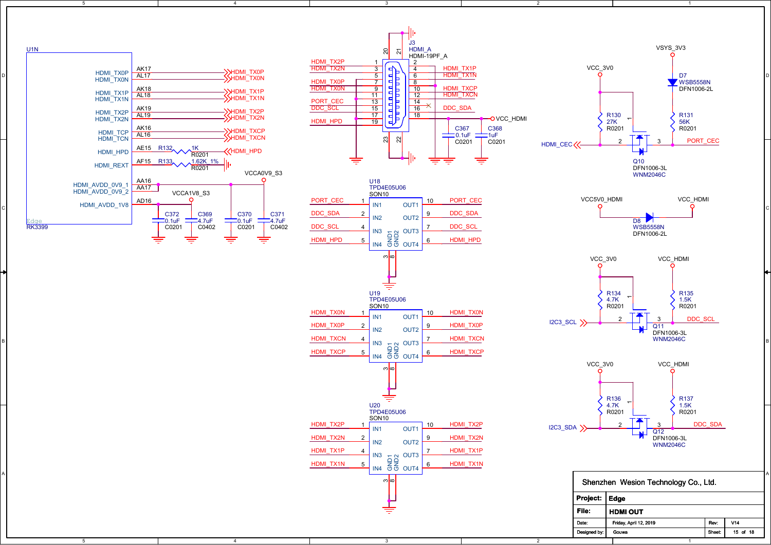## U1N (RK3399)

| Signal | Pin | Net |
|---|---|---|
| HDMI_TX0P | AK17 | HDMI_TX0P |
| HDMI_TX0N | AL17 | HDMI_TX0N |
| HDMI_TX1P | AK18 | HDMI_TX1P |
| HDMI_TX1N | AL18 | HDMI_TX1N |
| HDMI_TX2P | AK19 | HDMI_TX2P |
| HDMI_TX2N | AL19 | HDMI_TX2N |
| HDMI_TCP | AK16 | HDMI_TXCP |
| HDMI_TCN | AL16 | HDMI_TXCN |
| HDMI_HPD | AE15 | R132 1K R0201 → HDMI_HPD |
| HDMI_REXT | AF15 | R133 1.62K_1% R0201 → GND |
| HDMI_AVDD_0V9_1 | AA16 | VCCA0V9_S3 |
| HDMI_AVDD_0V9_2 | AA17 | VCCA0V9_S3 |
| HDMI_AVDD_1V8 | AD16 | VCCA1V8_S3 |

Edge

RK3399

C372 0.1uF C0201, C369 4.7uF C0402 (VCCA1V8_S3)

C370 0.1uF C0201, C371 4.7uF C0402 (VCCA0V9_S3)

## J3 HDMI_A HDMI-19PF_A

| Pin | Net | Pin | Net |
|---|---|---|---|
| 1 | HDMI_TX2P | 2 | GND |
| 3 | HDMI_TX2N | 4 | HDMI_TX1P |
| 5 | GND | 6 | HDMI_TX1N |
| 7 | HDMI_TX0P | 8 | GND |
| 9 | HDMI_TX0N | 10 | HDMI_TXCP |
| 11 | GND | 12 | HDMI_TXCN |
| 13 | PORT_CEC | 14 | NC |
| 15 | DDC_SCL | 16 | DDC_SDA |
| 17 | GND | 18 | VCC_HDMI |
| 19 | HDMI_HPD | | |
| 20, 21, 22, 23 | GND (shield) | | |

C367 0.1uF C0201, C368 1uF C0201 (VCC_HDMI)

## U18 TPD4E05U06 SON10

| In Pin | Net | Out Pin | Net |
|---|---|---|---|
| IN1 (1) | PORT_CEC | OUT1 (10) | PORT_CEC |
| IN2 (2) | DDC_SDA | OUT2 (9) | DDC_SDA |
| IN3 (4) | DDC_SCL | OUT3 (7) | DDC_SCL |
| IN4 (5) | HDMI_HPD | OUT4 (6) | HDMI_HPD |

GND1 (3), GND2 (8) → GND

## U19 TPD4E05U06 SON10

| In Pin | Net | Out Pin | Net |
|---|---|---|---|
| IN1 (1) | HDMI_TX0N | OUT1 (10) | HDMI_TX0N |
| IN2 (2) | HDMI_TX0P | OUT2 (9) | HDMI_TX0P |
| IN3 (4) | HDMI_TXCN | OUT3 (7) | HDMI_TXCN |
| IN4 (5) | HDMI_TXCP | OUT4 (6) | HDMI_TXCP |

GND1 (3), GND2 (8) → GND

## U20 TPD4E05U06 SON10

| In Pin | Net | Out Pin | Net |
|---|---|---|---|
| IN1 (1) | HDMI_TX2P | OUT1 (10) | HDMI_TX2P |
| IN2 (2) | HDMI_TX2N | OUT2 (9) | HDMI_TX2N |
| IN3 (4) | HDMI_TX1P | OUT3 (7) | HDMI_TX1P |
| IN4 (5) | HDMI_TX1N | OUT4 (6) | HDMI_TX1N |

GND1 (3), GND2 (8) → GND

## CEC level shift

- VCC_3V0 – R130 27K R0201 – HDMI_CEC
- VSYS_3V3 – D7 WSB5558N DFN1006-2L – R131 56K R0201 – PORT_CEC
- Q10 DFN1006-3L WNM2046C: pin 1 (gate) VCC_3V0, pin 2 HDMI_CEC, pin 3 PORT_CEC

## Power

- VCC5V0_HDMI – D8 WSB5558N DFN1006-2L – VCC_HDMI

## I2C level shift

- VCC_3V0 – R134 4.7K R0201 – I2C3_SCL; VCC_HDMI – R135 1.5K R0201 – DDC_SCL
- Q11 DFN1006-3L WNM2046C: pin 1 VCC_3V0, pin 2 I2C3_SCL, pin 3 DDC_SCL
- VCC_3V0 – R136 4.7K R0201 – I2C3_SDA; VCC_HDMI – R137 1.5K R0201 – DDC_SDA
- Q12 DFN1006-3L WNM2046C: pin 1 VCC_3V0, pin 2 I2C3_SDA, pin 3 DDC_SDA

---

Shenzhen Wesion Technology Co., Ltd.

| | | | |
|---|---|---|---|
| Project: | Edge | | |
| File: | HDMI OUT | Rev: | V14 |
| Date: | Friday, April 12, 2019 | | |
| Designed by: | Gouwa | Sheet: | 15 of 18 |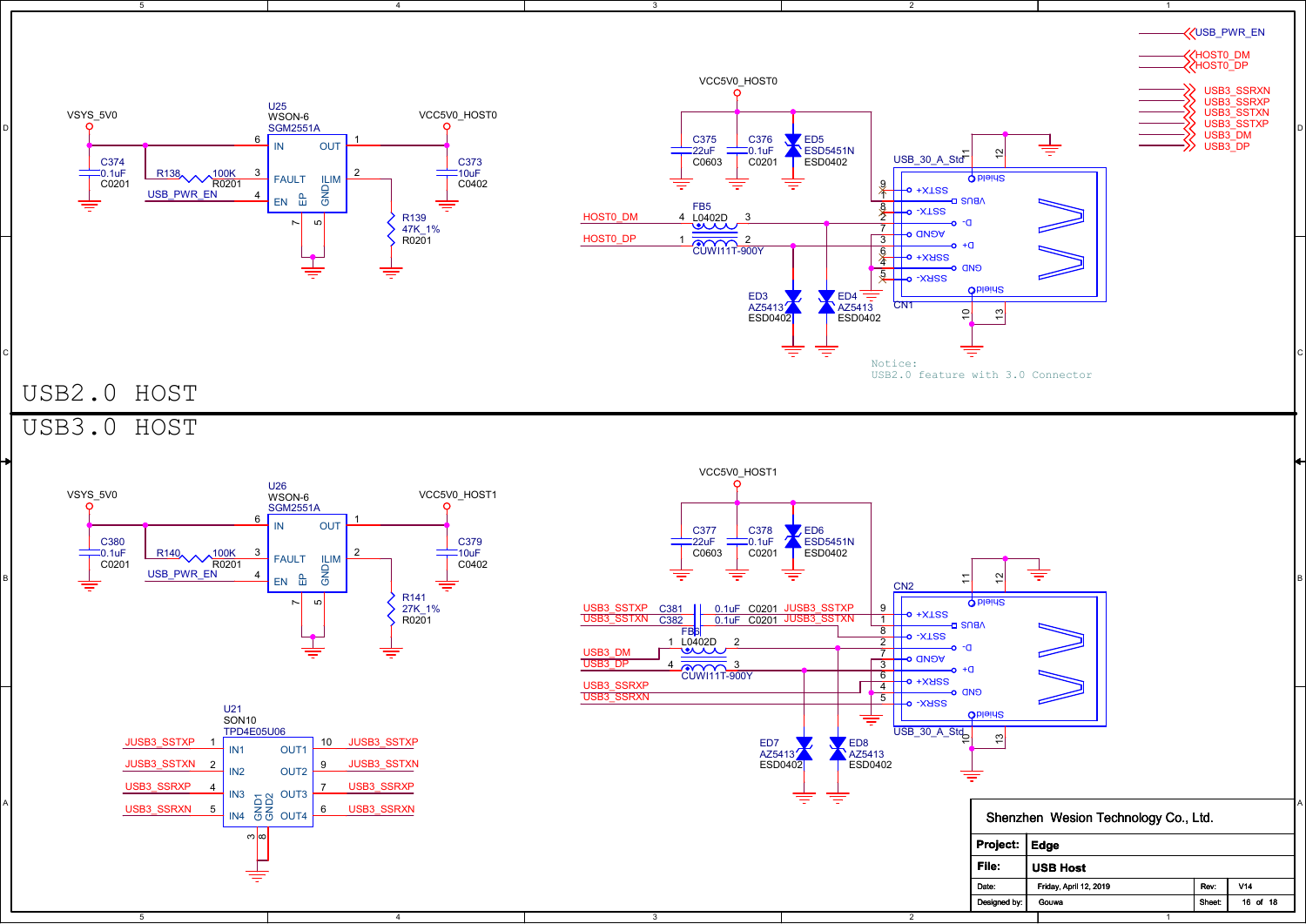# USB2.0 HOST

USB_PWR_EN
HOST0_DM
HOST0_DP
USB3_SSRXN
USB3_SSRXP
USB3_SSTXN
USB3_SSTXP
USB3_DM
USB3_DP

VSYS_5V0

C374 0.1uF C0201

R138 100K R0201

USB_PWR_EN

U25 WSON-6 SGM2551A

- 6 IN
- 1 OUT
- 3 FAULT
- 2 ILIM
- 4 EN
- EP
- GND
- 7
- 5

VCC5V0_HOST0

C373 10uF C0402

R139 47K_1% R0201

VCC5V0_HOST0

C375 22uF C0603

C376 0.1uF C0201

ED5 ESD5451N ESD0402

HOST0_DM

HOST0_DP

FB5 L0402D CUWI11T-900Y

ED3 AZ5413 ESD0402

ED4 AZ5413 ESD0402

USB_30_A_Std

CN1

Shield, SSTX+, VBUS, SSTX-, D-, AGND, D+, SSRX+, GND, SSRX-, Shield

Notice:
USB2.0 feature with 3.0 Connector

# USB3.0 HOST

VSYS_5V0

C380 0.1uF C0201

R140 100K R0201

USB_PWR_EN

U26 WSON-6 SGM2551A

- 6 IN
- 1 OUT
- 3 FAULT
- 2 ILIM
- 4 EN
- EP
- GND
- 7
- 5

VCC5V0_HOST1

C379 10uF C0402

R141 27K_1% R0201

VCC5V0_HOST1

C377 22uF C0603

C378 0.1uF C0201

ED6 ESD5451N ESD0402

USB3_SSTXP C381 0.1uF C0201 JUSB3_SSTXP

USB3_SSTXN C382 0.1uF C0201 JUSB3_SSTXN

USB3_DM

USB3_DP

FB6 L0402D CUWI11T-900Y

USB3_SSRXP

USB3_SSRXN

ED7 AZ5413 ESD0402

ED8 AZ5413 ESD0402

CN2

USB_30_A_Std

U21 SON10 TPD4E05U06

| Pin | Signal | Pin | Signal |
|---|---|---|---|
| 1 IN1 | JUSB3_SSTXP | 10 OUT1 | JUSB3_SSTXP |
| 2 IN2 | JUSB3_SSTXN | 9 OUT2 | JUSB3_SSTXN |
| 4 IN3 | USB3_SSRXP | 7 OUT3 | USB3_SSRXP |
| 5 IN4 | USB3_SSRXN | 6 OUT4 | USB3_SSRXN |
| 3 GND1 | | 8 GND2 | |

| | |
|---|---|
| Shenzhen Wesion Technology Co., Ltd. | |
| Project: | Edge |
| File: | USB Host |
| Date: | Friday, April 12, 2019 |
| Rev: | V14 |
| Designed by: | Gouwa |
| Sheet: | 16 of 18 |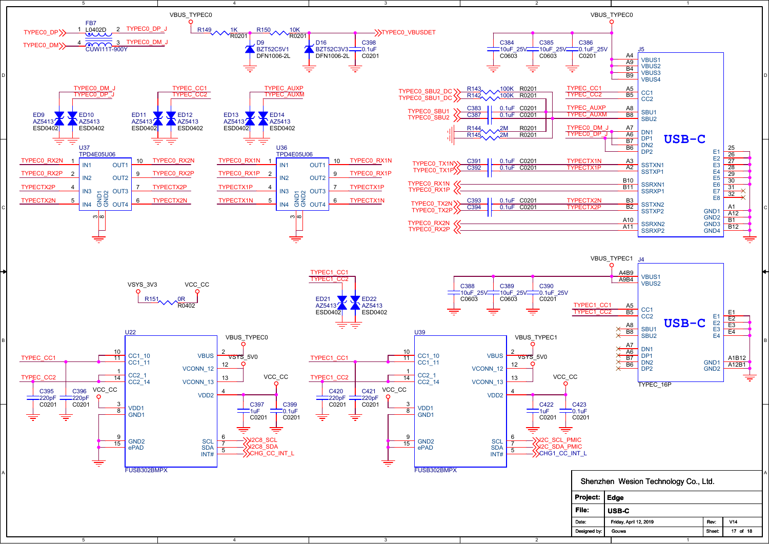**USB-C** (J5)

**USB-C** (J4, TYPEC_16P)

VBUS_TYPEC0 | VBUS_TYPEC1 | VSYS_3V3 | VCC_CC | VSYS_5V0

TYPEC0_DP / TYPEC0_DM — FB7 L0402D CUWI11T-900Y — TYPEC0_DP_J / TYPEC0_DM_J

R149 1K R0201, R150 10K R0201 — TYPEC0_VBUSDET

D9 BZT52C5V1 DFN1006-2L; D16 BZT52C3V3 DFN1006-2L; C398 0.1uF C0201

C384 10uF_25V C0603; C385 10uF_25V C0603; C386 0.1uF_25V C0201

ED9, ED10 AZ5413 ESD0402 (TYPEC0_DM_J, TYPEC0_DP_J)
ED11, ED12 AZ5413 ESD0402 (TYPEC_CC1, TYPEC_CC2)
ED13, ED14 AZ5413 ESD0402 (TYPEC_AUXP, TYPEC_AUXM)

R143 100K R0201 (TYPEC0_SBU2_DC); R142 100K R0201 (TYPEC0_SBU1_DC)
C383 0.1uF C0201 (TYPEC0_SBU1); C387 0.1uF C0201 (TYPEC0_SBU2)
R144 2M R0201; R145 2M R0201

U37 TPD4E05U06: IN1 TYPEC0_RX2N / OUT1; IN2 TYPEC0_RX2P / OUT2; IN3 TYPECTX2P / OUT3; IN4 TYPECTX2N / OUT4; GND1, GND2

U36 TPD4E05U06: IN1 TYPEC0_RX1N / OUT1; IN2 TYPEC0_RX1P / OUT2; IN3 TYPECTX1P / OUT3; IN4 TYPECTX1N / OUT4; GND1, GND2

J5: A4, A9, B4, B9 VBUS1–VBUS4; A5 CC1 (TYPEC_CC1); B5 CC2 (TYPEC_CC2); A8 SBU1 (TYPEC_AUXP); B8 SBU2 (TYPEC_AUXM); A7 DN1 (TYPEC0_DM_J); A6 DP1 (TYPEC0_DP_J); B7 DN2; B6 DP2; A3 SSTXN1 (C391 0.1uF C0201, TYPEC0_TX1N → TYPECTX1N); A2 SSTXP1 (C392 0.1uF C0201, TYPEC0_TX1P → TYPECTX1P); B10 SSRXN1 (TYPEC0_RX1N); B11 SSRXP1 (TYPEC0_RX1P); B3 SSTXN2 (C393 0.1uF C0201, TYPEC0_TX2N → TYPECTX2N); B2 SSTXP2 (C394 0.1uF C0201, TYPEC0_TX2P → TYPECTX2P); A10 SSRXN2 (TYPEC0_RX2N); A11 SSRXP2 (TYPEC0_RX2P); E1–E8 (25–32); A1 GND1, A12 GND2, B1 GND3, B12 GND4

J4: A4B9 VBUS1, A9B4 VBUS2 (VBUS_TYPEC1); C388 10uF_25V C0603; C389 10uF_25V C0603; C390 0.1uF_25V C0201; A5 CC1 (TYPEC1_CC1); B5 CC2 (TYPEC1_CC2); A8 SBU1; B8 SBU2; A7 DN1; A6 DP1; B7 DN2; B6 DP2; E1–E4; A1B12 GND1; A12B1 GND2

ED21, ED22 AZ5413 ESD0402 (TYPEC1_CC1, TYPEC1_CC2)

R151 0R R0402 (VSYS_3V3 – VCC_CC)

U22 FUSB302BMPX: CC1_10, CC1_11 (TYPEC_CC1); CC2_1, CC2_14 (TYPEC_CC2); VDD1 (3), GND1 (8); GND2 (9), ePAD (15); VBUS (2) VBUS_TYPEC0; VCONN_12 (12), VCONN_13 (13) VSYS_5V0; VDD2 (4) VCC_CC; SCL (6) I2C8_SCL; SDA (7) I2C8_SDA; INT# (5) CHG_CC_INT_L
C395 220pF C0201; C396 220pF C0201; C397 1uF C0201; C399 0.1uF C0201

U39 FUSB302BMPX: CC1_10, CC1_11 (TYPEC1_CC1); CC2_1, CC2_14 (TYPEC1_CC2); VDD1 (3), GND1 (8); GND2 (9), ePAD (15); VBUS (2) VBUS_TYPEC1; VCONN_12 (12), VCONN_13 (13) VSYS_5V0; VDD2 (4) VCC_CC; SCL (6) I2C_SCL_PMIC; SDA (7) I2C_SDA_PMIC; INT# (5) CHG1_CC_INT_L
C420 220pF C0201; C421 220pF C0201; C422 1uF C0201; C423 0.1uF C0201

| Shenzhen Wesion Technology Co., Ltd. | | | |
|---|---|---|---|
| Project: | Edge | | |
| File: | USB-C | | |
| Date: | Friday, April 12, 2019 | Rev: | V14 |
| Designed by: | Gouwa | Sheet: | 17 of 18 |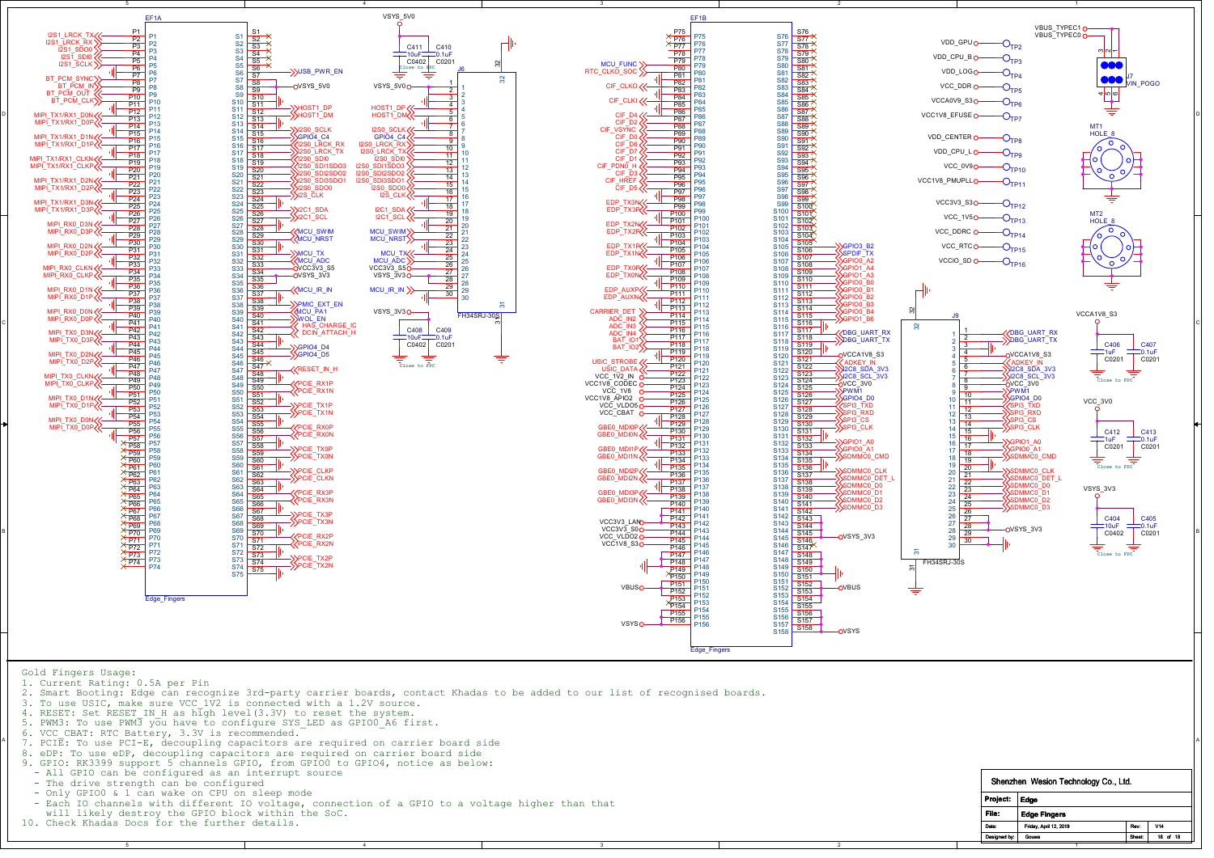Gold Fingers Usage:

1. Current Rating: 0.5A per Pin
2. Smart Booting: Edge can recognize 3rd-party carrier boards, contact Khadas to be added to our list of recognised boards.
3. To use USIC, make sure VCC_1V2 is connected with a 1.2V source.
4. RESET: Set RESET_IN_H as high level(3.3V) to reset the system.
5. PWM3: To use PWM3 you have to configure SYS_LED as GPIO0_A6 first.
6. VCC_CBAT: RTC Battery, 3.3V is recommended.
7. PCIE: To use PCI-E, decoupling capacitors are required on carrier board side
8. eDP: To use eDP, decoupling capacitors are required on carrier board side
9. GPIO: RK3399 support 5 channels GPIO, from GPIO0 to GPIO4, notice as below:
   - All GPIO can be configured as an interrupt source
   - The drive strength can be configured
   - Only GPIO0 & 1 can wake on CPU on sleep mode
   - Each IO channels with different IO voltage, connection of a GPIO to a voltage higher than that will likely destroy the GPIO block within the SoC.
10. Check Khadas Docs for the further details.

| | | | |
|---|---|---|---|
| Shenzhen Wesion Technology Co., Ltd. | | | |
| Project: | Edge | | |
| File: | Edge Fingers | | |
| Date: | Friday, April 12, 2019 | Rev: | V14 |
| Designed by: | Gouwa | Sheet: | 18 of 18 |